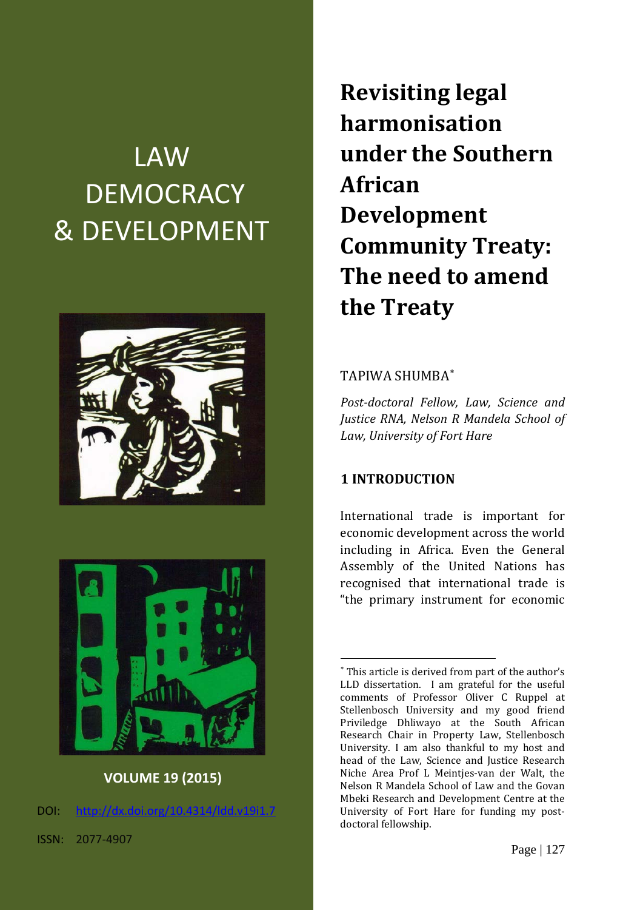LAW DEMOCRACY & DEVELOPMENT

VOLUME 19 (2015)

DOI: http://dx.doi.org/10.4314/ldd.v19i1.7

ISSN: 2077-4907

# Revisiting legal harmonisation under the Southern African Development Community Treaty: The need to amend the Treaty

TAPIWA SHUMBA[*]

*Post-doctoral Fellow, Law, Science and Justice RNA, Nelson R Mandela School of Law, University of Fort Hare*

## 1 INTRODUCTION

International trade is important for economic development across the world including in Africa. Even the General Assembly of the United Nations has recognised that international trade is "the primary instrument for economic

[*] This article is derived from part of the author's LLD dissertation. I am grateful for the useful comments of Professor Oliver C Ruppel at Stellenbosch University and my good friend Priviledge Dhliwayo at the South African Research Chair in Property Law, Stellenbosch University. I am also thankful to my host and head of the Law, Science and Justice Research Niche Area Prof L Meintjes-van der Walt, the Nelson R Mandela School of Law and the Govan Mbeki Research and Development Centre at the University of Fort Hare for funding my post-doctoral fellowship.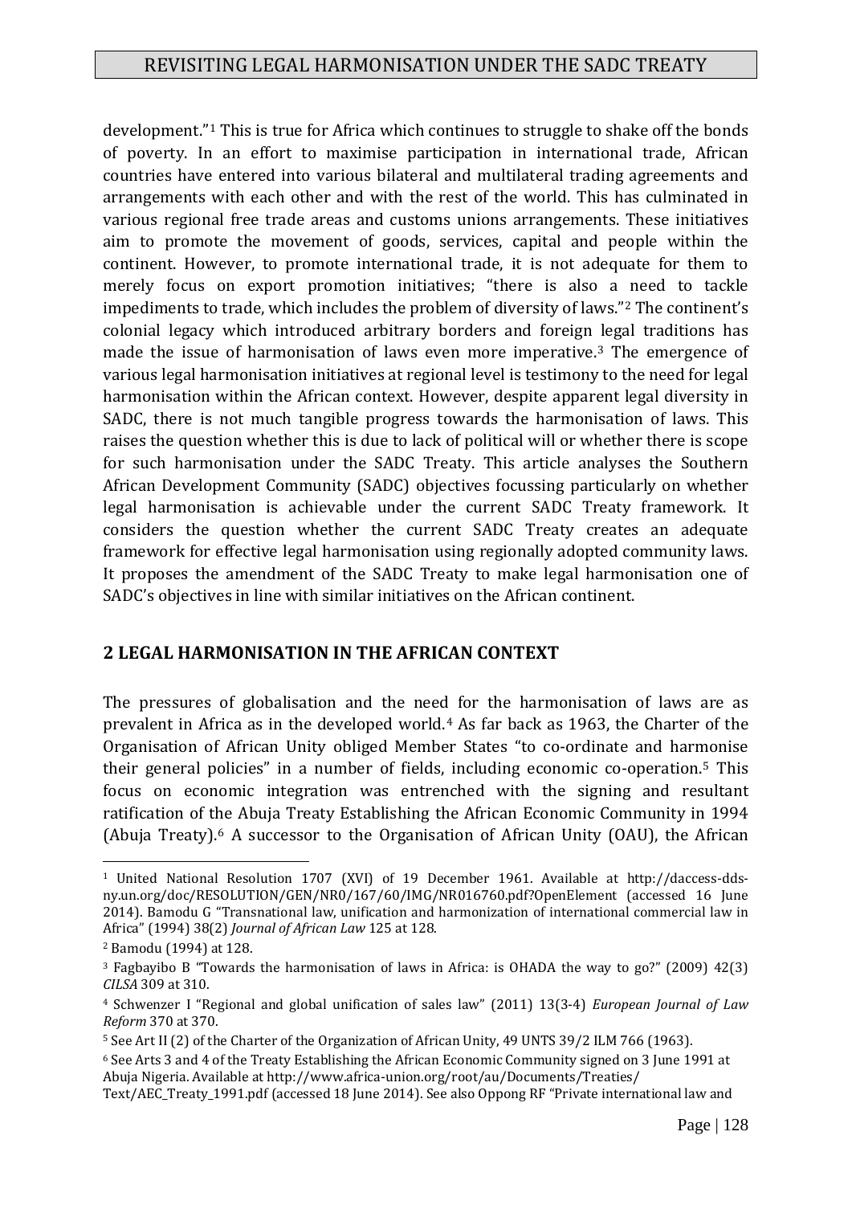development."[1] This is true for Africa which continues to struggle to shake off the bonds of poverty. In an effort to maximise participation in international trade, African countries have entered into various bilateral and multilateral trading agreements and arrangements with each other and with the rest of the world. This has culminated in various regional free trade areas and customs unions arrangements. These initiatives aim to promote the movement of goods, services, capital and people within the continent. However, to promote international trade, it is not adequate for them to merely focus on export promotion initiatives; "there is also a need to tackle impediments to trade, which includes the problem of diversity of laws."[2] The continent's colonial legacy which introduced arbitrary borders and foreign legal traditions has made the issue of harmonisation of laws even more imperative.[3] The emergence of various legal harmonisation initiatives at regional level is testimony to the need for legal harmonisation within the African context. However, despite apparent legal diversity in SADC, there is not much tangible progress towards the harmonisation of laws. This raises the question whether this is due to lack of political will or whether there is scope for such harmonisation under the SADC Treaty. This article analyses the Southern African Development Community (SADC) objectives focussing particularly on whether legal harmonisation is achievable under the current SADC Treaty framework. It considers the question whether the current SADC Treaty creates an adequate framework for effective legal harmonisation using regionally adopted community laws. It proposes the amendment of the SADC Treaty to make legal harmonisation one of SADC's objectives in line with similar initiatives on the African continent.

## 2 LEGAL HARMONISATION IN THE AFRICAN CONTEXT

The pressures of globalisation and the need for the harmonisation of laws are as prevalent in Africa as in the developed world.[4] As far back as 1963, the Charter of the Organisation of African Unity obliged Member States "to co-ordinate and harmonise their general policies" in a number of fields, including economic co-operation.[5] This focus on economic integration was entrenched with the signing and resultant ratification of the Abuja Treaty Establishing the African Economic Community in 1994 (Abuja Treaty).[6] A successor to the Organisation of African Unity (OAU), the African

---

[1] United National Resolution 1707 (XVI) of 19 December 1961. Available at http://daccess-dds-ny.un.org/doc/RESOLUTION/GEN/NR0/167/60/IMG/NR016760.pdf?OpenElement (accessed 16 June 2014). Bamodu G "Transnational law, unification and harmonization of international commercial law in Africa" (1994) 38(2) *Journal of African Law* 125 at 128.

[2] Bamodu (1994) at 128.

[3] Fagbayibo B "Towards the harmonisation of laws in Africa: is OHADA the way to go?" (2009) 42(3) *CILSA* 309 at 310.

[4] Schwenzer I "Regional and global unification of sales law" (2011) 13(3-4) *European Journal of Law Reform* 370 at 370.

[5] See Art II (2) of the Charter of the Organization of African Unity, 49 UNTS 39/2 ILM 766 (1963).

[6] See Arts 3 and 4 of the Treaty Establishing the African Economic Community signed on 3 June 1991 at Abuja Nigeria. Available at http://www.africa-union.org/root/au/Documents/Treaties/Text/AEC_Treaty_1991.pdf (accessed 18 June 2014). See also Oppong RF "Private international law and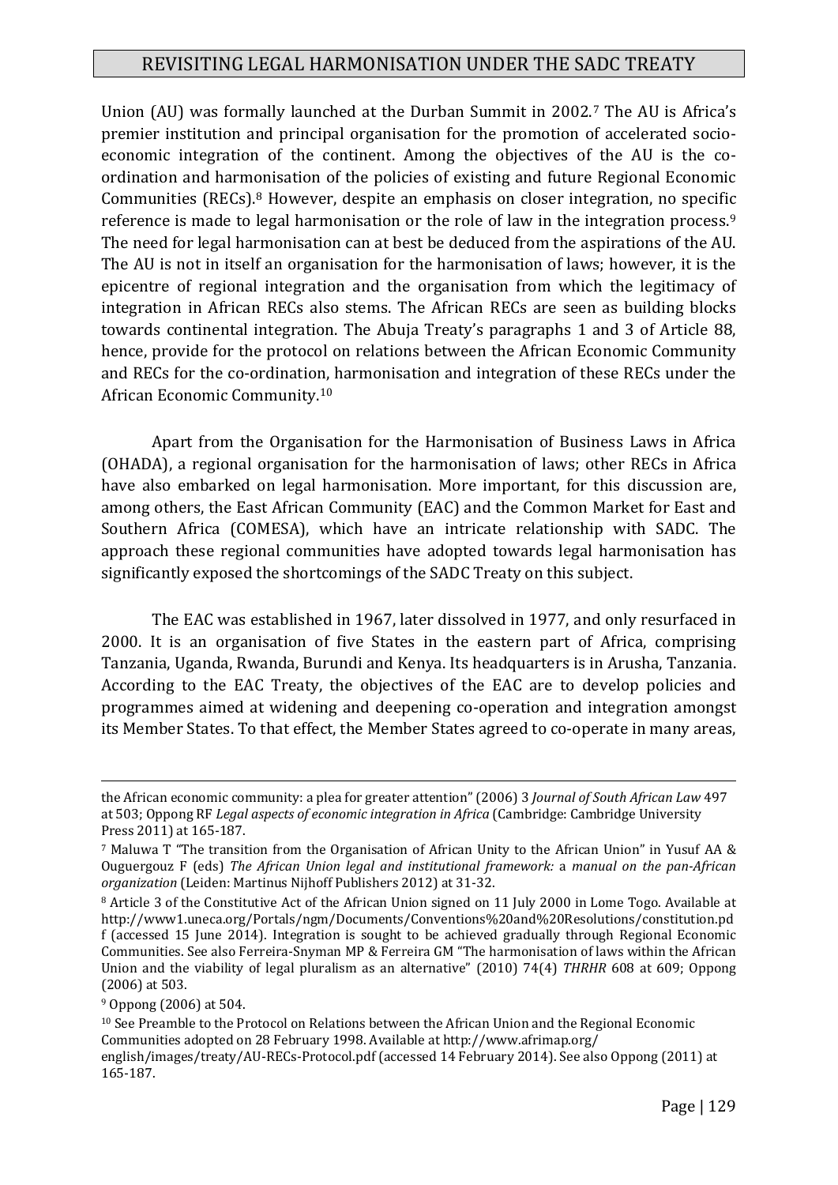Union (AU) was formally launched at the Durban Summit in 2002.[7] The AU is Africa's premier institution and principal organisation for the promotion of accelerated socio-economic integration of the continent. Among the objectives of the AU is the co-ordination and harmonisation of the policies of existing and future Regional Economic Communities (RECs).[8] However, despite an emphasis on closer integration, no specific reference is made to legal harmonisation or the role of law in the integration process.[9] The need for legal harmonisation can at best be deduced from the aspirations of the AU. The AU is not in itself an organisation for the harmonisation of laws; however, it is the epicentre of regional integration and the organisation from which the legitimacy of integration in African RECs also stems. The African RECs are seen as building blocks towards continental integration. The Abuja Treaty's paragraphs 1 and 3 of Article 88, hence, provide for the protocol on relations between the African Economic Community and RECs for the co-ordination, harmonisation and integration of these RECs under the African Economic Community.[10]

Apart from the Organisation for the Harmonisation of Business Laws in Africa (OHADA), a regional organisation for the harmonisation of laws; other RECs in Africa have also embarked on legal harmonisation. More important, for this discussion are, among others, the East African Community (EAC) and the Common Market for East and Southern Africa (COMESA), which have an intricate relationship with SADC. The approach these regional communities have adopted towards legal harmonisation has significantly exposed the shortcomings of the SADC Treaty on this subject.

The EAC was established in 1967, later dissolved in 1977, and only resurfaced in 2000. It is an organisation of five States in the eastern part of Africa, comprising Tanzania, Uganda, Rwanda, Burundi and Kenya. Its headquarters is in Arusha, Tanzania. According to the EAC Treaty, the objectives of the EAC are to develop policies and programmes aimed at widening and deepening co-operation and integration amongst its Member States. To that effect, the Member States agreed to co-operate in many areas,

---

the African economic community: a plea for greater attention" (2006) 3 *Journal of South African Law* 497 at 503; Oppong RF *Legal aspects of economic integration in Africa* (Cambridge: Cambridge University Press 2011) at 165-187.

[7] Maluwa T "The transition from the Organisation of African Unity to the African Union" in Yusuf AA & Ouguergouz F (eds) *The African Union legal and institutional framework:* a *manual on the pan-African organization* (Leiden: Martinus Nijhoff Publishers 2012) at 31-32.

[8] Article 3 of the Constitutive Act of the African Union signed on 11 July 2000 in Lome Togo. Available at http://www1.uneca.org/Portals/ngm/Documents/Conventions%20and%20Resolutions/constitution.pdf (accessed 15 June 2014). Integration is sought to be achieved gradually through Regional Economic Communities. See also Ferreira-Snyman MP & Ferreira GM "The harmonisation of laws within the African Union and the viability of legal pluralism as an alternative" (2010) 74(4) *THRHR* 608 at 609; Oppong (2006) at 503.

[9] Oppong (2006) at 504.

[10] See Preamble to the Protocol on Relations between the African Union and the Regional Economic Communities adopted on 28 February 1998. Available at http://www.afrimap.org/english/images/treaty/AU-RECs-Protocol.pdf (accessed 14 February 2014). See also Oppong (2011) at 165-187.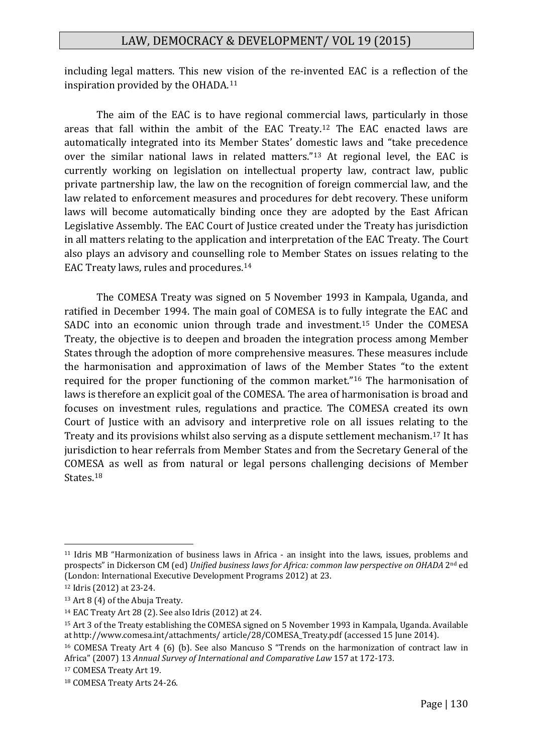including legal matters. This new vision of the re-invented EAC is a reflection of the inspiration provided by the OHADA.[11]

The aim of the EAC is to have regional commercial laws, particularly in those areas that fall within the ambit of the EAC Treaty.[12] The EAC enacted laws are automatically integrated into its Member States' domestic laws and "take precedence over the similar national laws in related matters."[13] At regional level, the EAC is currently working on legislation on intellectual property law, contract law, public private partnership law, the law on the recognition of foreign commercial law, and the law related to enforcement measures and procedures for debt recovery. These uniform laws will become automatically binding once they are adopted by the East African Legislative Assembly. The EAC Court of Justice created under the Treaty has jurisdiction in all matters relating to the application and interpretation of the EAC Treaty. The Court also plays an advisory and counselling role to Member States on issues relating to the EAC Treaty laws, rules and procedures.[14]

The COMESA Treaty was signed on 5 November 1993 in Kampala, Uganda, and ratified in December 1994. The main goal of COMESA is to fully integrate the EAC and SADC into an economic union through trade and investment.[15] Under the COMESA Treaty, the objective is to deepen and broaden the integration process among Member States through the adoption of more comprehensive measures. These measures include the harmonisation and approximation of laws of the Member States "to the extent required for the proper functioning of the common market."[16] The harmonisation of laws is therefore an explicit goal of the COMESA. The area of harmonisation is broad and focuses on investment rules, regulations and practice. The COMESA created its own Court of Justice with an advisory and interpretive role on all issues relating to the Treaty and its provisions whilst also serving as a dispute settlement mechanism.[17] It has jurisdiction to hear referrals from Member States and from the Secretary General of the COMESA as well as from natural or legal persons challenging decisions of Member States.[18]

---

[11] Idris MB "Harmonization of business laws in Africa - an insight into the laws, issues, problems and prospects" in Dickerson CM (ed) *Unified business laws for Africa: common law perspective on OHADA* 2nd ed (London: International Executive Development Programs 2012) at 23.

[12] Idris (2012) at 23-24.

[13] Art 8 (4) of the Abuja Treaty.

[14] EAC Treaty Art 28 (2). See also Idris (2012) at 24.

[15] Art 3 of the Treaty establishing the COMESA signed on 5 November 1993 in Kampala, Uganda. Available at http://www.comesa.int/attachments/ article/28/COMESA_Treaty.pdf (accessed 15 June 2014).

[16] COMESA Treaty Art 4 (6) (b). See also Mancuso S "Trends on the harmonization of contract law in Africa" (2007) 13 *Annual Survey of International and Comparative Law* 157 at 172-173.

[17] COMESA Treaty Art 19.

[18] COMESA Treaty Arts 24-26.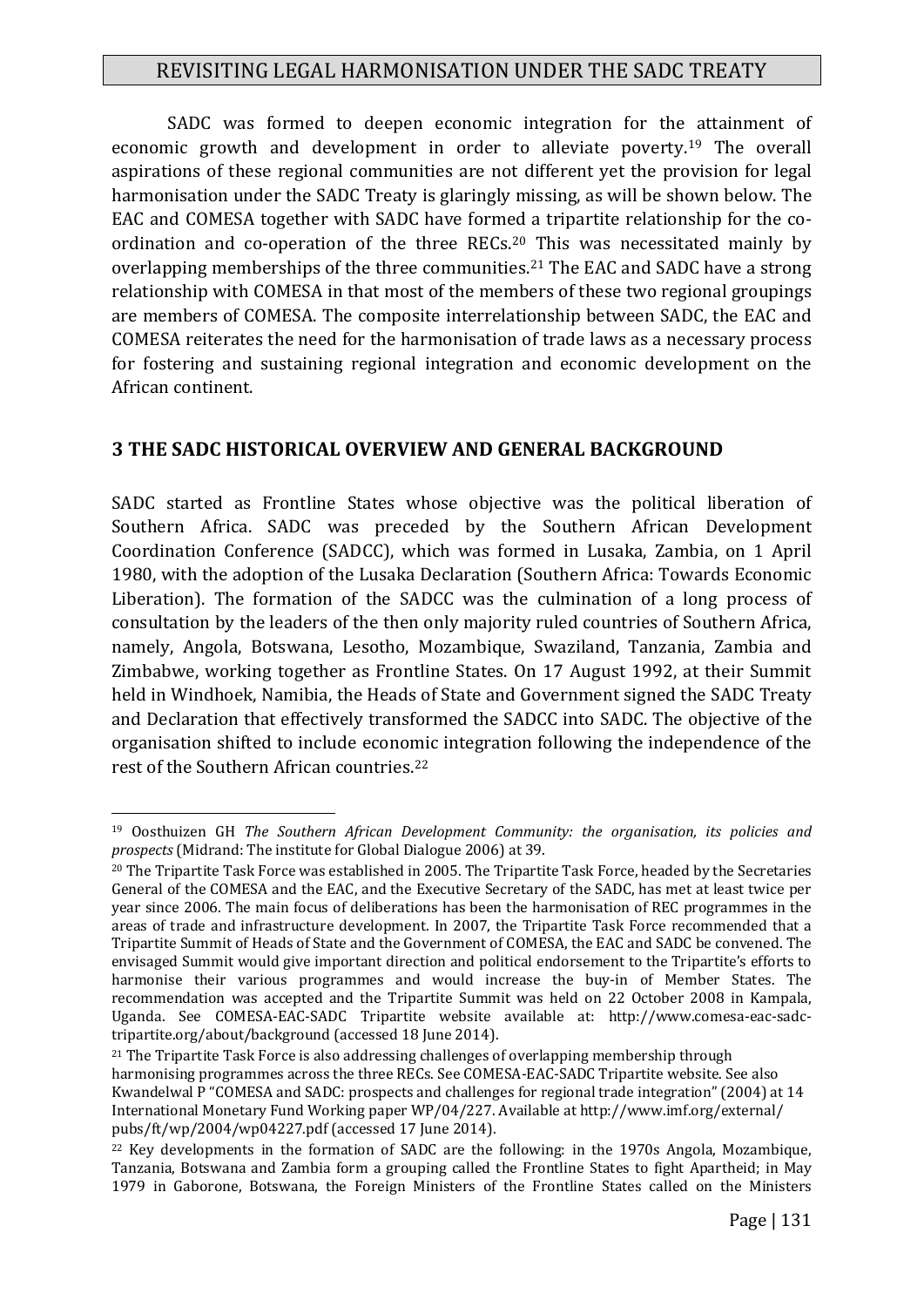SADC was formed to deepen economic integration for the attainment of economic growth and development in order to alleviate poverty.[19] The overall aspirations of these regional communities are not different yet the provision for legal harmonisation under the SADC Treaty is glaringly missing, as will be shown below. The EAC and COMESA together with SADC have formed a tripartite relationship for the co-ordination and co-operation of the three RECs.[20] This was necessitated mainly by overlapping memberships of the three communities.[21] The EAC and SADC have a strong relationship with COMESA in that most of the members of these two regional groupings are members of COMESA. The composite interrelationship between SADC, the EAC and COMESA reiterates the need for the harmonisation of trade laws as a necessary process for fostering and sustaining regional integration and economic development on the African continent.

## 3 THE SADC HISTORICAL OVERVIEW AND GENERAL BACKGROUND

SADC started as Frontline States whose objective was the political liberation of Southern Africa. SADC was preceded by the Southern African Development Coordination Conference (SADCC), which was formed in Lusaka, Zambia, on 1 April 1980, with the adoption of the Lusaka Declaration (Southern Africa: Towards Economic Liberation). The formation of the SADCC was the culmination of a long process of consultation by the leaders of the then only majority ruled countries of Southern Africa, namely, Angola, Botswana, Lesotho, Mozambique, Swaziland, Tanzania, Zambia and Zimbabwe, working together as Frontline States. On 17 August 1992, at their Summit held in Windhoek, Namibia, the Heads of State and Government signed the SADC Treaty and Declaration that effectively transformed the SADCC into SADC. The objective of the organisation shifted to include economic integration following the independence of the rest of the Southern African countries.[22]

---

[19] Oosthuizen GH *The Southern African Development Community: the organisation, its policies and prospects* (Midrand: The institute for Global Dialogue 2006) at 39.

[20] The Tripartite Task Force was established in 2005. The Tripartite Task Force, headed by the Secretaries General of the COMESA and the EAC, and the Executive Secretary of the SADC, has met at least twice per year since 2006. The main focus of deliberations has been the harmonisation of REC programmes in the areas of trade and infrastructure development. In 2007, the Tripartite Task Force recommended that a Tripartite Summit of Heads of State and the Government of COMESA, the EAC and SADC be convened. The envisaged Summit would give important direction and political endorsement to the Tripartite's efforts to harmonise their various programmes and would increase the buy-in of Member States. The recommendation was accepted and the Tripartite Summit was held on 22 October 2008 in Kampala, Uganda. See COMESA-EAC-SADC Tripartite website available at: http://www.comesa-eac-sadc-tripartite.org/about/background (accessed 18 June 2014).

[21] The Tripartite Task Force is also addressing challenges of overlapping membership through harmonising programmes across the three RECs. See COMESA-EAC-SADC Tripartite website. See also Kwandelwal P "COMESA and SADC: prospects and challenges for regional trade integration" (2004) at 14 International Monetary Fund Working paper WP/04/227. Available at http://www.imf.org/external/pubs/ft/wp/2004/wp04227.pdf (accessed 17 June 2014).

[22] Key developments in the formation of SADC are the following: in the 1970s Angola, Mozambique, Tanzania, Botswana and Zambia form a grouping called the Frontline States to fight Apartheid; in May 1979 in Gaborone, Botswana, the Foreign Ministers of the Frontline States called on the Ministers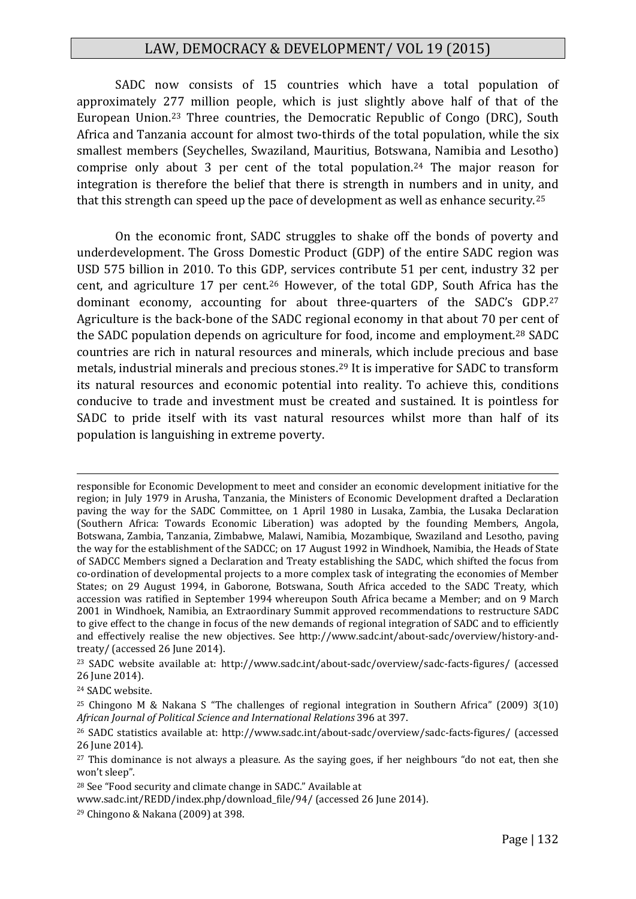SADC now consists of 15 countries which have a total population of approximately 277 million people, which is just slightly above half of that of the European Union.[23] Three countries, the Democratic Republic of Congo (DRC), South Africa and Tanzania account for almost two-thirds of the total population, while the six smallest members (Seychelles, Swaziland, Mauritius, Botswana, Namibia and Lesotho) comprise only about 3 per cent of the total population.[24] The major reason for integration is therefore the belief that there is strength in numbers and in unity, and that this strength can speed up the pace of development as well as enhance security.[25]

On the economic front, SADC struggles to shake off the bonds of poverty and underdevelopment. The Gross Domestic Product (GDP) of the entire SADC region was USD 575 billion in 2010. To this GDP, services contribute 51 per cent, industry 32 per cent, and agriculture 17 per cent.[26] However, of the total GDP, South Africa has the dominant economy, accounting for about three-quarters of the SADC's GDP.[27] Agriculture is the back-bone of the SADC regional economy in that about 70 per cent of the SADC population depends on agriculture for food, income and employment.[28] SADC countries are rich in natural resources and minerals, which include precious and base metals, industrial minerals and precious stones.[29] It is imperative for SADC to transform its natural resources and economic potential into reality. To achieve this, conditions conducive to trade and investment must be created and sustained. It is pointless for SADC to pride itself with its vast natural resources whilst more than half of its population is languishing in extreme poverty.

---

responsible for Economic Development to meet and consider an economic development initiative for the region; in July 1979 in Arusha, Tanzania, the Ministers of Economic Development drafted a Declaration paving the way for the SADC Committee, on 1 April 1980 in Lusaka, Zambia, the Lusaka Declaration (Southern Africa: Towards Economic Liberation) was adopted by the founding Members, Angola, Botswana, Zambia, Tanzania, Zimbabwe, Malawi, Namibia, Mozambique, Swaziland and Lesotho, paving the way for the establishment of the SADCC; on 17 August 1992 in Windhoek, Namibia, the Heads of State of SADCC Members signed a Declaration and Treaty establishing the SADC, which shifted the focus from co-ordination of developmental projects to a more complex task of integrating the economies of Member States; on 29 August 1994, in Gaborone, Botswana, South Africa acceded to the SADC Treaty, which accession was ratified in September 1994 whereupon South Africa became a Member; and on 9 March 2001 in Windhoek, Namibia, an Extraordinary Summit approved recommendations to restructure SADC to give effect to the change in focus of the new demands of regional integration of SADC and to efficiently and effectively realise the new objectives. See http://www.sadc.int/about-sadc/overview/history-and-treaty/ (accessed 26 June 2014).

[23] SADC website available at: http://www.sadc.int/about-sadc/overview/sadc-facts-figures/ (accessed 26 June 2014).

[24] SADC website.

[25] Chingono M & Nakana S "The challenges of regional integration in Southern Africa" (2009) 3(10) *African Journal of Political Science and International Relations* 396 at 397.

[26] SADC statistics available at: http://www.sadc.int/about-sadc/overview/sadc-facts-figures/ (accessed 26 June 2014).

[27] This dominance is not always a pleasure. As the saying goes, if her neighbours "do not eat, then she won't sleep".

[28] See "Food security and climate change in SADC." Available at www.sadc.int/REDD/index.php/download_file/94/ (accessed 26 June 2014).

[29] Chingono & Nakana (2009) at 398.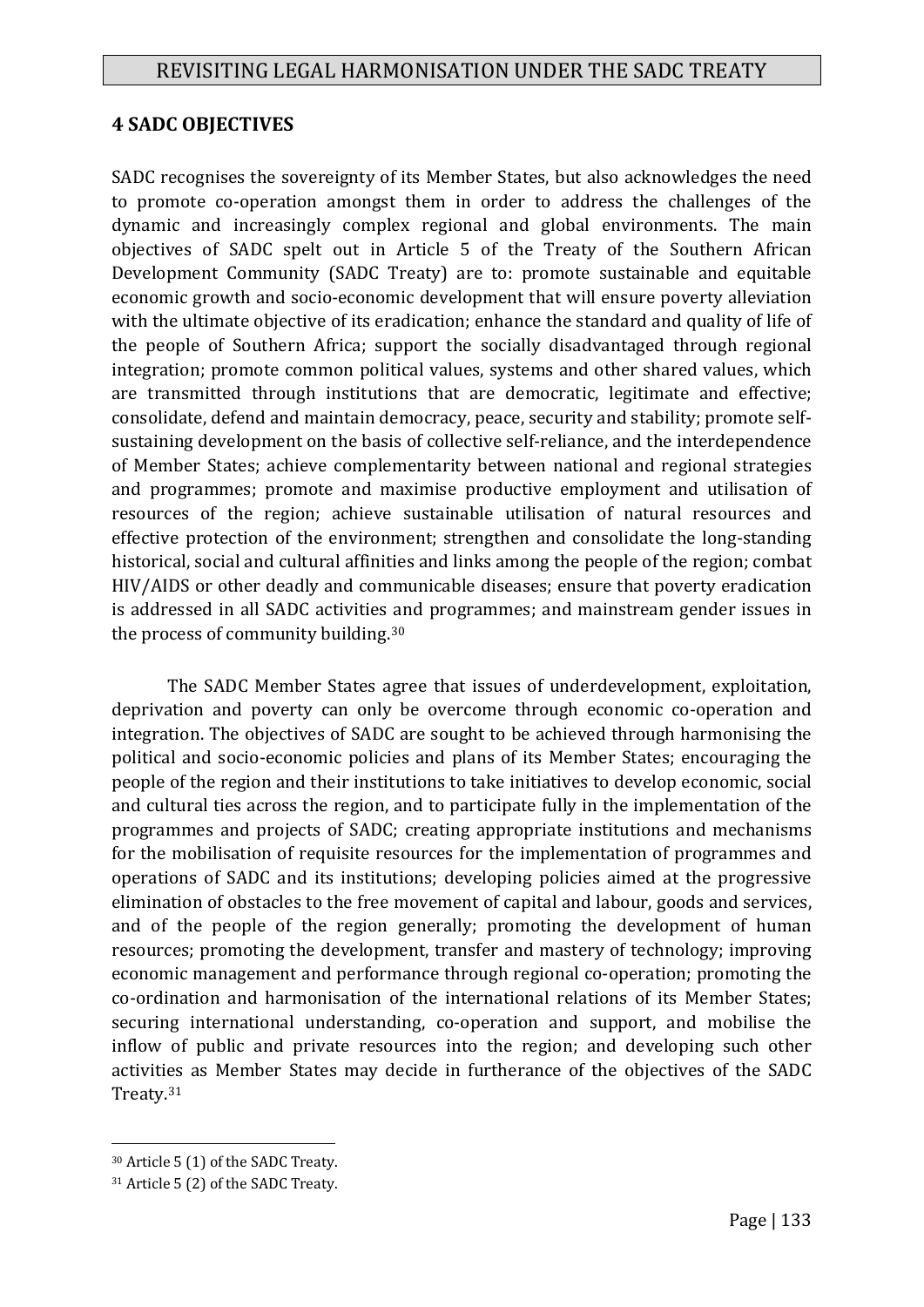## 4 SADC OBJECTIVES

SADC recognises the sovereignty of its Member States, but also acknowledges the need to promote co-operation amongst them in order to address the challenges of the dynamic and increasingly complex regional and global environments. The main objectives of SADC spelt out in Article 5 of the Treaty of the Southern African Development Community (SADC Treaty) are to: promote sustainable and equitable economic growth and socio-economic development that will ensure poverty alleviation with the ultimate objective of its eradication; enhance the standard and quality of life of the people of Southern Africa; support the socially disadvantaged through regional integration; promote common political values, systems and other shared values, which are transmitted through institutions that are democratic, legitimate and effective; consolidate, defend and maintain democracy, peace, security and stability; promote self-sustaining development on the basis of collective self-reliance, and the interdependence of Member States; achieve complementarity between national and regional strategies and programmes; promote and maximise productive employment and utilisation of resources of the region; achieve sustainable utilisation of natural resources and effective protection of the environment; strengthen and consolidate the long-standing historical, social and cultural affinities and links among the people of the region; combat HIV/AIDS or other deadly and communicable diseases; ensure that poverty eradication is addressed in all SADC activities and programmes; and mainstream gender issues in the process of community building.[30]

The SADC Member States agree that issues of underdevelopment, exploitation, deprivation and poverty can only be overcome through economic co-operation and integration. The objectives of SADC are sought to be achieved through harmonising the political and socio-economic policies and plans of its Member States; encouraging the people of the region and their institutions to take initiatives to develop economic, social and cultural ties across the region, and to participate fully in the implementation of the programmes and projects of SADC; creating appropriate institutions and mechanisms for the mobilisation of requisite resources for the implementation of programmes and operations of SADC and its institutions; developing policies aimed at the progressive elimination of obstacles to the free movement of capital and labour, goods and services, and of the people of the region generally; promoting the development of human resources; promoting the development, transfer and mastery of technology; improving economic management and performance through regional co-operation; promoting the co-ordination and harmonisation of the international relations of its Member States; securing international understanding, co-operation and support, and mobilise the inflow of public and private resources into the region; and developing such other activities as Member States may decide in furtherance of the objectives of the SADC Treaty.[31]

---

[30] Article 5 (1) of the SADC Treaty.

[31] Article 5 (2) of the SADC Treaty.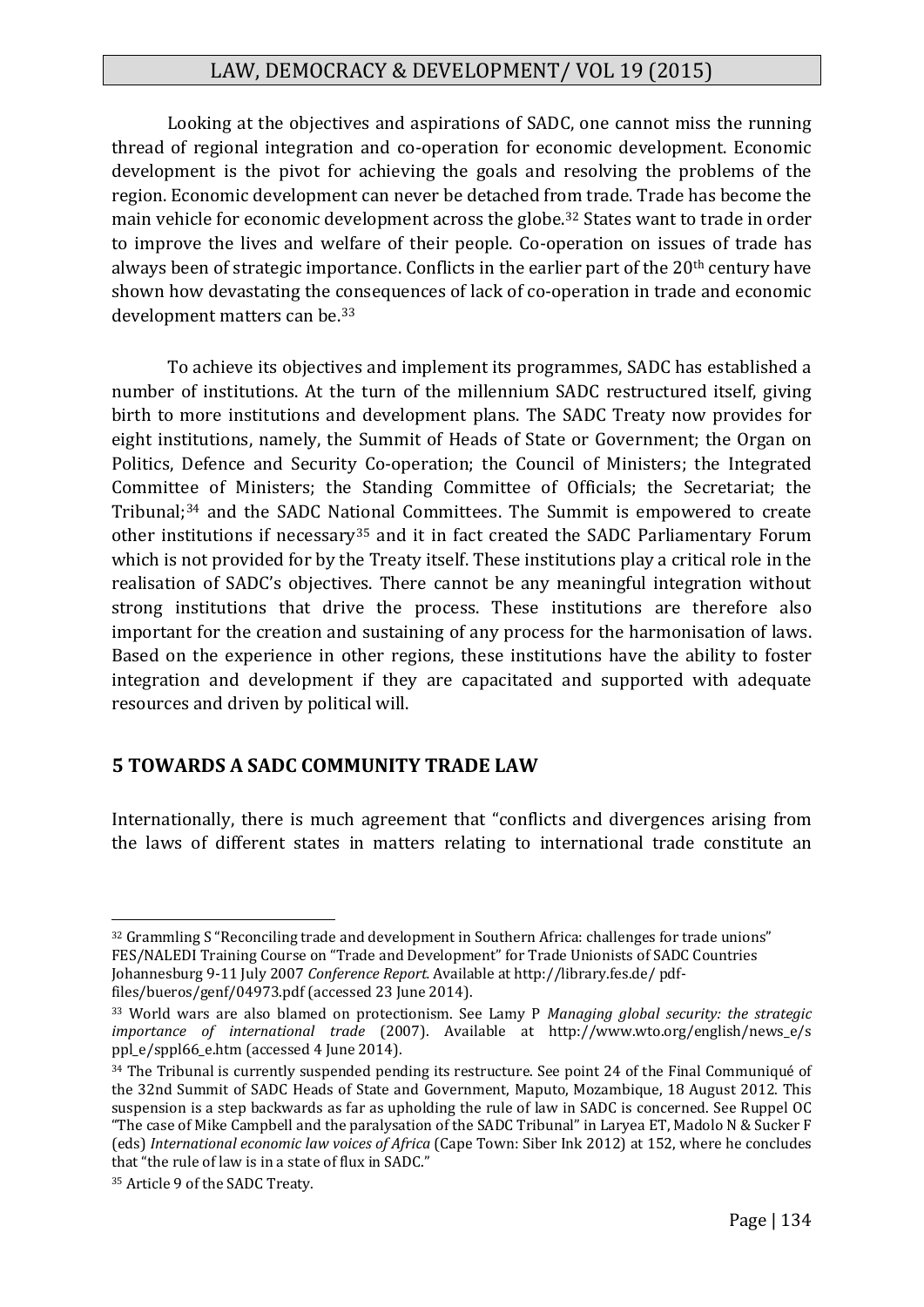Looking at the objectives and aspirations of SADC, one cannot miss the running thread of regional integration and co-operation for economic development. Economic development is the pivot for achieving the goals and resolving the problems of the region. Economic development can never be detached from trade. Trade has become the main vehicle for economic development across the globe.[32] States want to trade in order to improve the lives and welfare of their people. Co-operation on issues of trade has always been of strategic importance. Conflicts in the earlier part of the 20th century have shown how devastating the consequences of lack of co-operation in trade and economic development matters can be.[33]

To achieve its objectives and implement its programmes, SADC has established a number of institutions. At the turn of the millennium SADC restructured itself, giving birth to more institutions and development plans. The SADC Treaty now provides for eight institutions, namely, the Summit of Heads of State or Government; the Organ on Politics, Defence and Security Co-operation; the Council of Ministers; the Integrated Committee of Ministers; the Standing Committee of Officials; the Secretariat; the Tribunal;[34] and the SADC National Committees. The Summit is empowered to create other institutions if necessary[35] and it in fact created the SADC Parliamentary Forum which is not provided for by the Treaty itself. These institutions play a critical role in the realisation of SADC's objectives. There cannot be any meaningful integration without strong institutions that drive the process. These institutions are therefore also important for the creation and sustaining of any process for the harmonisation of laws. Based on the experience in other regions, these institutions have the ability to foster integration and development if they are capacitated and supported with adequate resources and driven by political will.

## 5 TOWARDS A SADC COMMUNITY TRADE LAW

Internationally, there is much agreement that "conflicts and divergences arising from the laws of different states in matters relating to international trade constitute an

---

[32] Grammling S "Reconciling trade and development in Southern Africa: challenges for trade unions" FES/NALEDI Training Course on "Trade and Development" for Trade Unionists of SADC Countries Johannesburg 9-11 July 2007 *Conference Report*. Available at http://library.fes.de/ pdf-files/bueros/genf/04973.pdf (accessed 23 June 2014).

[33] World wars are also blamed on protectionism. See Lamy P *Managing global security: the strategic importance of international trade* (2007). Available at http://www.wto.org/english/news_e/sppl_e/sppl66_e.htm (accessed 4 June 2014).

[34] The Tribunal is currently suspended pending its restructure. See point 24 of the Final Communiqué of the 32nd Summit of SADC Heads of State and Government, Maputo, Mozambique, 18 August 2012. This suspension is a step backwards as far as upholding the rule of law in SADC is concerned. See Ruppel OC "The case of Mike Campbell and the paralysation of the SADC Tribunal" in Laryea ET, Madolo N & Sucker F (eds) *International economic law voices of Africa* (Cape Town: Siber Ink 2012) at 152, where he concludes that "the rule of law is in a state of flux in SADC."

[35] Article 9 of the SADC Treaty.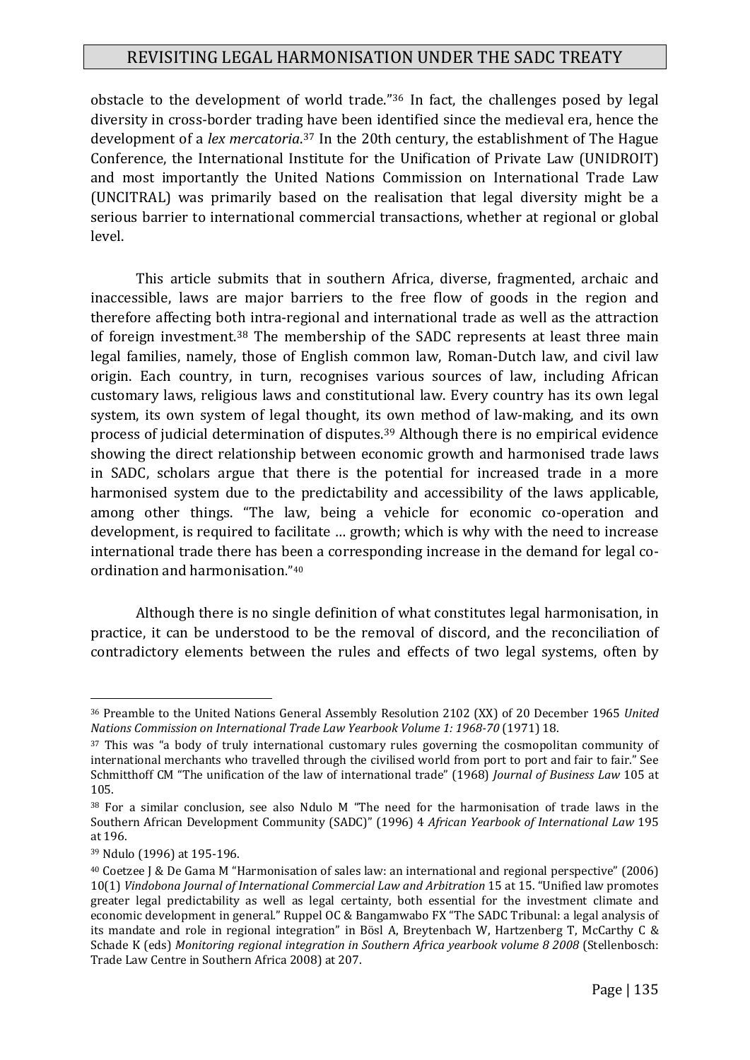obstacle to the development of world trade."[36] In fact, the challenges posed by legal diversity in cross-border trading have been identified since the medieval era, hence the development of a *lex mercatoria*.[37] In the 20th century, the establishment of The Hague Conference, the International Institute for the Unification of Private Law (UNIDROIT) and most importantly the United Nations Commission on International Trade Law (UNCITRAL) was primarily based on the realisation that legal diversity might be a serious barrier to international commercial transactions, whether at regional or global level.

This article submits that in southern Africa, diverse, fragmented, archaic and inaccessible, laws are major barriers to the free flow of goods in the region and therefore affecting both intra-regional and international trade as well as the attraction of foreign investment.[38] The membership of the SADC represents at least three main legal families, namely, those of English common law, Roman-Dutch law, and civil law origin. Each country, in turn, recognises various sources of law, including African customary laws, religious laws and constitutional law. Every country has its own legal system, its own system of legal thought, its own method of law-making, and its own process of judicial determination of disputes.[39] Although there is no empirical evidence showing the direct relationship between economic growth and harmonised trade laws in SADC, scholars argue that there is the potential for increased trade in a more harmonised system due to the predictability and accessibility of the laws applicable, among other things. "The law, being a vehicle for economic co-operation and development, is required to facilitate … growth; which is why with the need to increase international trade there has been a corresponding increase in the demand for legal co-ordination and harmonisation."[40]

Although there is no single definition of what constitutes legal harmonisation, in practice, it can be understood to be the removal of discord, and the reconciliation of contradictory elements between the rules and effects of two legal systems, often by

---

[36] Preamble to the United Nations General Assembly Resolution 2102 (XX) of 20 December 1965 *United Nations Commission on International Trade Law Yearbook Volume 1: 1968-70* (1971) 18.

[37] This was "a body of truly international customary rules governing the cosmopolitan community of international merchants who travelled through the civilised world from port to port and fair to fair." See Schmitthoff CM "The unification of the law of international trade" (1968) *Journal of Business Law* 105 at 105.

[38] For a similar conclusion, see also Ndulo M "The need for the harmonisation of trade laws in the Southern African Development Community (SADC)" (1996) 4 *African Yearbook of International Law* 195 at 196.

[39] Ndulo (1996) at 195-196.

[40] Coetzee J & De Gama M "Harmonisation of sales law: an international and regional perspective" (2006) 10(1) *Vindobona Journal of International Commercial Law and Arbitration* 15 at 15. "Unified law promotes greater legal predictability as well as legal certainty, both essential for the investment climate and economic development in general." Ruppel OC & Bangamwabo FX "The SADC Tribunal: a legal analysis of its mandate and role in regional integration" in Bösl A, Breytenbach W, Hartzenberg T, McCarthy C & Schade K (eds) *Monitoring regional integration in Southern Africa yearbook volume 8 2008* (Stellenbosch: Trade Law Centre in Southern Africa 2008) at 207.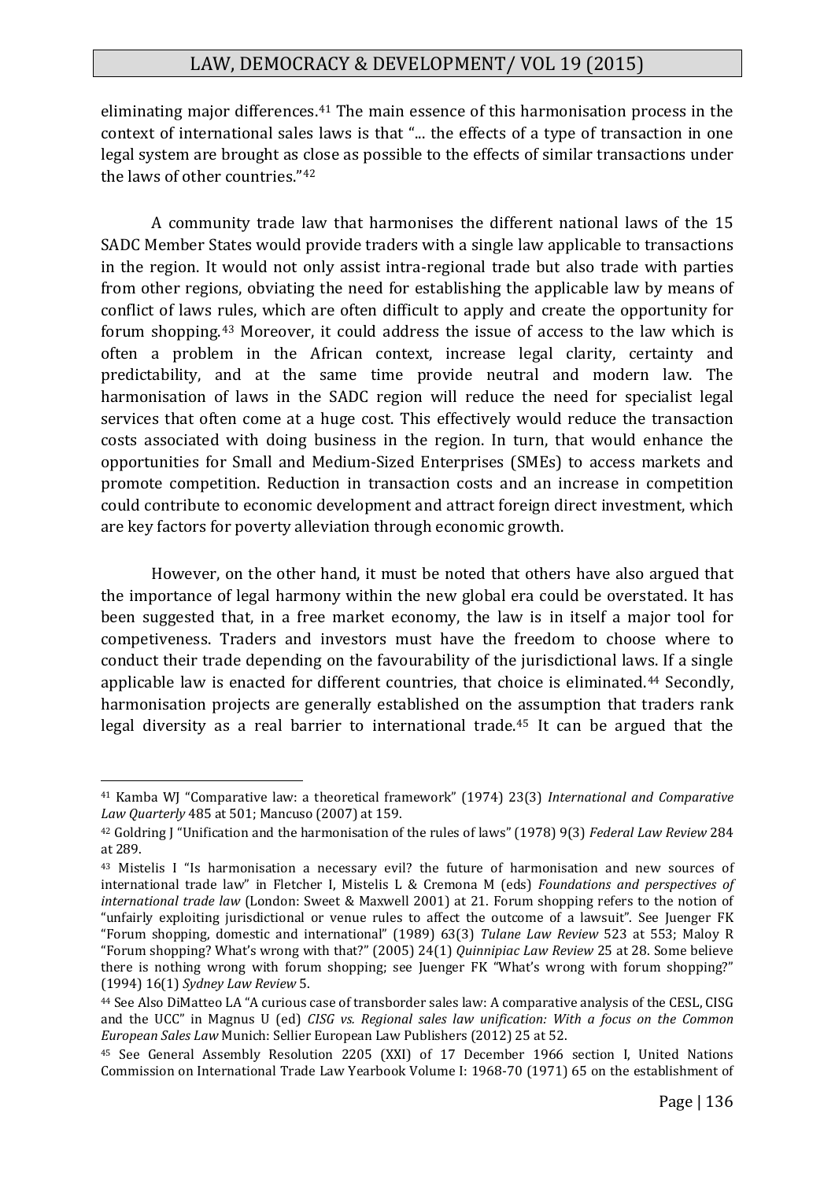eliminating major differences.[41] The main essence of this harmonisation process in the context of international sales laws is that "... the effects of a type of transaction in one legal system are brought as close as possible to the effects of similar transactions under the laws of other countries."[42]

A community trade law that harmonises the different national laws of the 15 SADC Member States would provide traders with a single law applicable to transactions in the region. It would not only assist intra-regional trade but also trade with parties from other regions, obviating the need for establishing the applicable law by means of conflict of laws rules, which are often difficult to apply and create the opportunity for forum shopping.[43] Moreover, it could address the issue of access to the law which is often a problem in the African context, increase legal clarity, certainty and predictability, and at the same time provide neutral and modern law. The harmonisation of laws in the SADC region will reduce the need for specialist legal services that often come at a huge cost. This effectively would reduce the transaction costs associated with doing business in the region. In turn, that would enhance the opportunities for Small and Medium-Sized Enterprises (SMEs) to access markets and promote competition. Reduction in transaction costs and an increase in competition could contribute to economic development and attract foreign direct investment, which are key factors for poverty alleviation through economic growth.

However, on the other hand, it must be noted that others have also argued that the importance of legal harmony within the new global era could be overstated. It has been suggested that, in a free market economy, the law is in itself a major tool for competiveness. Traders and investors must have the freedom to choose where to conduct their trade depending on the favourability of the jurisdictional laws. If a single applicable law is enacted for different countries, that choice is eliminated.[44] Secondly, harmonisation projects are generally established on the assumption that traders rank legal diversity as a real barrier to international trade.[45] It can be argued that the

---

[41] Kamba WJ "Comparative law: a theoretical framework" (1974) 23(3) *International and Comparative Law Quarterly* 485 at 501; Mancuso (2007) at 159.

[42] Goldring J "Unification and the harmonisation of the rules of laws" (1978) 9(3) *Federal Law Review* 284 at 289.

[43] Mistelis I "Is harmonisation a necessary evil? the future of harmonisation and new sources of international trade law" in Fletcher I, Mistelis L & Cremona M (eds) *Foundations and perspectives of international trade law* (London: Sweet & Maxwell 2001) at 21. Forum shopping refers to the notion of "unfairly exploiting jurisdictional or venue rules to affect the outcome of a lawsuit". See Juenger FK "Forum shopping, domestic and international" (1989) 63(3) *Tulane Law Review* 523 at 553; Maloy R "Forum shopping? What's wrong with that?" (2005) 24(1) *Quinnipiac Law Review* 25 at 28. Some believe there is nothing wrong with forum shopping; see Juenger FK "What's wrong with forum shopping?" (1994) 16(1) *Sydney Law Review* 5.

[44] See Also DiMatteo LA "A curious case of transborder sales law: A comparative analysis of the CESL, CISG and the UCC" in Magnus U (ed) *CISG vs. Regional sales law unification: With a focus on the Common European Sales Law* Munich: Sellier European Law Publishers (2012) 25 at 52.

[45] See General Assembly Resolution 2205 (XXI) of 17 December 1966 section I, United Nations Commission on International Trade Law Yearbook Volume I: 1968-70 (1971) 65 on the establishment of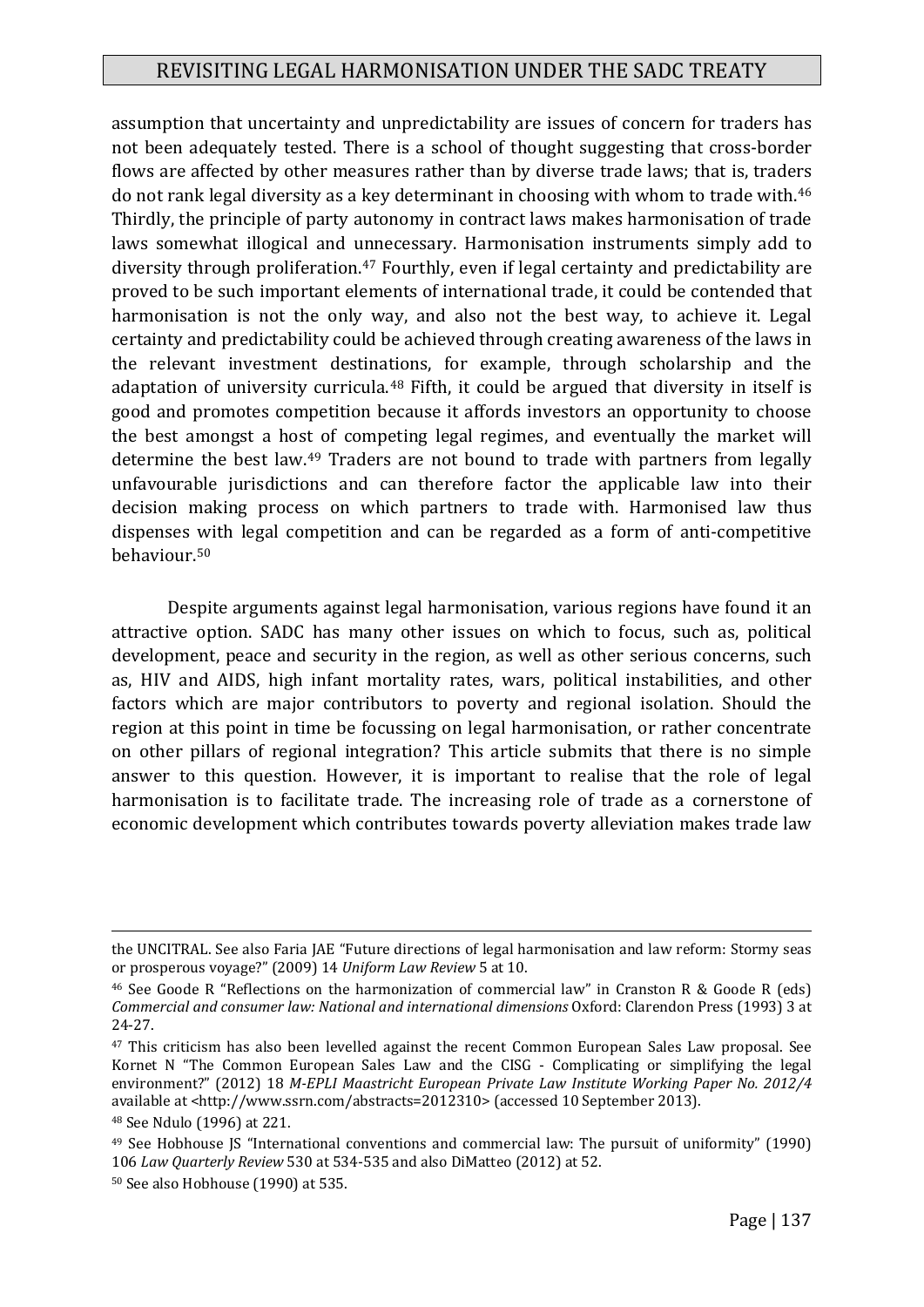assumption that uncertainty and unpredictability are issues of concern for traders has not been adequately tested. There is a school of thought suggesting that cross-border flows are affected by other measures rather than by diverse trade laws; that is, traders do not rank legal diversity as a key determinant in choosing with whom to trade with.[46] Thirdly, the principle of party autonomy in contract laws makes harmonisation of trade laws somewhat illogical and unnecessary. Harmonisation instruments simply add to diversity through proliferation.[47] Fourthly, even if legal certainty and predictability are proved to be such important elements of international trade, it could be contended that harmonisation is not the only way, and also not the best way, to achieve it. Legal certainty and predictability could be achieved through creating awareness of the laws in the relevant investment destinations, for example, through scholarship and the adaptation of university curricula.[48] Fifth, it could be argued that diversity in itself is good and promotes competition because it affords investors an opportunity to choose the best amongst a host of competing legal regimes, and eventually the market will determine the best law.[49] Traders are not bound to trade with partners from legally unfavourable jurisdictions and can therefore factor the applicable law into their decision making process on which partners to trade with. Harmonised law thus dispenses with legal competition and can be regarded as a form of anti-competitive behaviour.[50]

Despite arguments against legal harmonisation, various regions have found it an attractive option. SADC has many other issues on which to focus, such as, political development, peace and security in the region, as well as other serious concerns, such as, HIV and AIDS, high infant mortality rates, wars, political instabilities, and other factors which are major contributors to poverty and regional isolation. Should the region at this point in time be focussing on legal harmonisation, or rather concentrate on other pillars of regional integration? This article submits that there is no simple answer to this question. However, it is important to realise that the role of legal harmonisation is to facilitate trade. The increasing role of trade as a cornerstone of economic development which contributes towards poverty alleviation makes trade law

---

the UNCITRAL. See also Faria JAE "Future directions of legal harmonisation and law reform: Stormy seas or prosperous voyage?" (2009) 14 *Uniform Law Review* 5 at 10.

[46] See Goode R "Reflections on the harmonization of commercial law" in Cranston R & Goode R (eds) *Commercial and consumer law: National and international dimensions* Oxford: Clarendon Press (1993) 3 at 24-27.

[47] This criticism has also been levelled against the recent Common European Sales Law proposal. See Kornet N "The Common European Sales Law and the CISG - Complicating or simplifying the legal environment?" (2012) 18 *M-EPLI Maastricht European Private Law Institute Working Paper No. 2012/4* available at <http://www.ssrn.com/abstracts=2012310> (accessed 10 September 2013).

[48] See Ndulo (1996) at 221.

[49] See Hobhouse JS "International conventions and commercial law: The pursuit of uniformity" (1990) 106 *Law Quarterly Review* 530 at 534-535 and also DiMatteo (2012) at 52.

[50] See also Hobhouse (1990) at 535.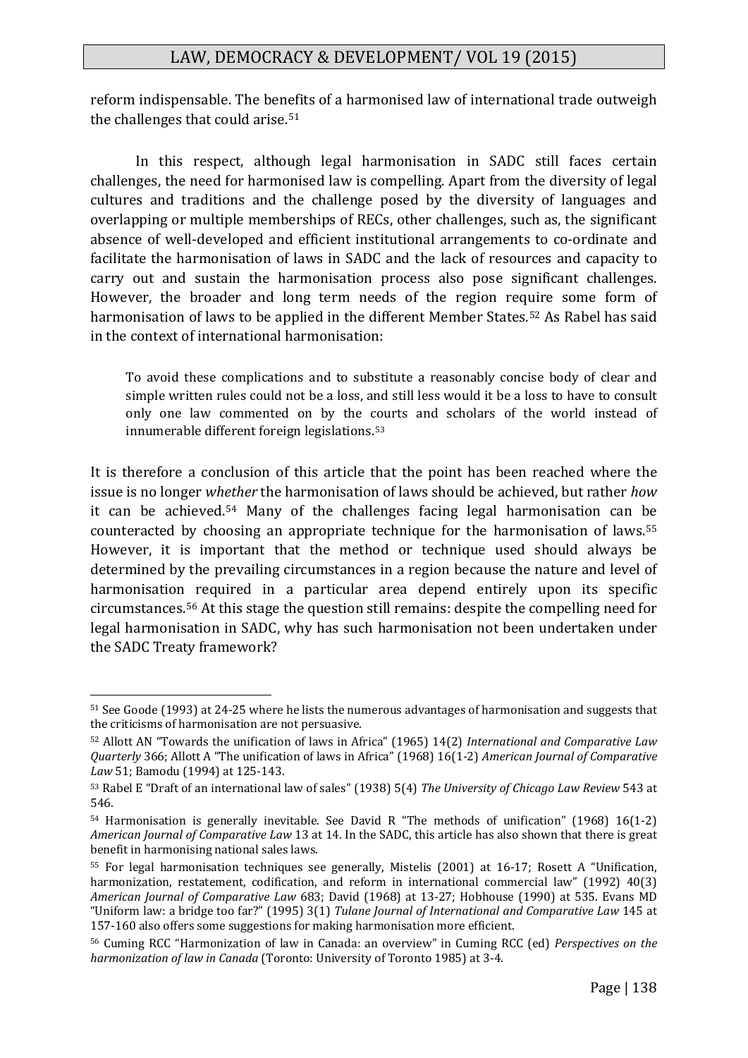reform indispensable. The benefits of a harmonised law of international trade outweigh the challenges that could arise.[51]

In this respect, although legal harmonisation in SADC still faces certain challenges, the need for harmonised law is compelling. Apart from the diversity of legal cultures and traditions and the challenge posed by the diversity of languages and overlapping or multiple memberships of RECs, other challenges, such as, the significant absence of well-developed and efficient institutional arrangements to co-ordinate and facilitate the harmonisation of laws in SADC and the lack of resources and capacity to carry out and sustain the harmonisation process also pose significant challenges. However, the broader and long term needs of the region require some form of harmonisation of laws to be applied in the different Member States.[52] As Rabel has said in the context of international harmonisation:

> To avoid these complications and to substitute a reasonably concise body of clear and simple written rules could not be a loss, and still less would it be a loss to have to consult only one law commented on by the courts and scholars of the world instead of innumerable different foreign legislations.[53]

It is therefore a conclusion of this article that the point has been reached where the issue is no longer *whether* the harmonisation of laws should be achieved, but rather *how* it can be achieved.[54] Many of the challenges facing legal harmonisation can be counteracted by choosing an appropriate technique for the harmonisation of laws.[55] However, it is important that the method or technique used should always be determined by the prevailing circumstances in a region because the nature and level of harmonisation required in a particular area depend entirely upon its specific circumstances.[56] At this stage the question still remains: despite the compelling need for legal harmonisation in SADC, why has such harmonisation not been undertaken under the SADC Treaty framework?

---

[51] See Goode (1993) at 24-25 where he lists the numerous advantages of harmonisation and suggests that the criticisms of harmonisation are not persuasive.

[52] Allott AN "Towards the unification of laws in Africa" (1965) 14(2) *International and Comparative Law Quarterly* 366; Allott A "The unification of laws in Africa" (1968) 16(1-2) *American Journal of Comparative Law* 51; Bamodu (1994) at 125-143.

[53] Rabel E "Draft of an international law of sales" (1938) 5(4) *The University of Chicago Law Review* 543 at 546.

[54] Harmonisation is generally inevitable. See David R "The methods of unification" (1968) 16(1-2) *American Journal of Comparative Law* 13 at 14. In the SADC, this article has also shown that there is great benefit in harmonising national sales laws.

[55] For legal harmonisation techniques see generally, Mistelis (2001) at 16-17; Rosett A "Unification, harmonization, restatement, codification, and reform in international commercial law" (1992) 40(3) *American Journal of Comparative Law* 683; David (1968) at 13-27; Hobhouse (1990) at 535. Evans MD "Uniform law: a bridge too far?" (1995) 3(1) *Tulane Journal of International and Comparative Law* 145 at 157-160 also offers some suggestions for making harmonisation more efficient.

[56] Cuming RCC "Harmonization of law in Canada: an overview" in Cuming RCC (ed) *Perspectives on the harmonization of law in Canada* (Toronto: University of Toronto 1985) at 3-4.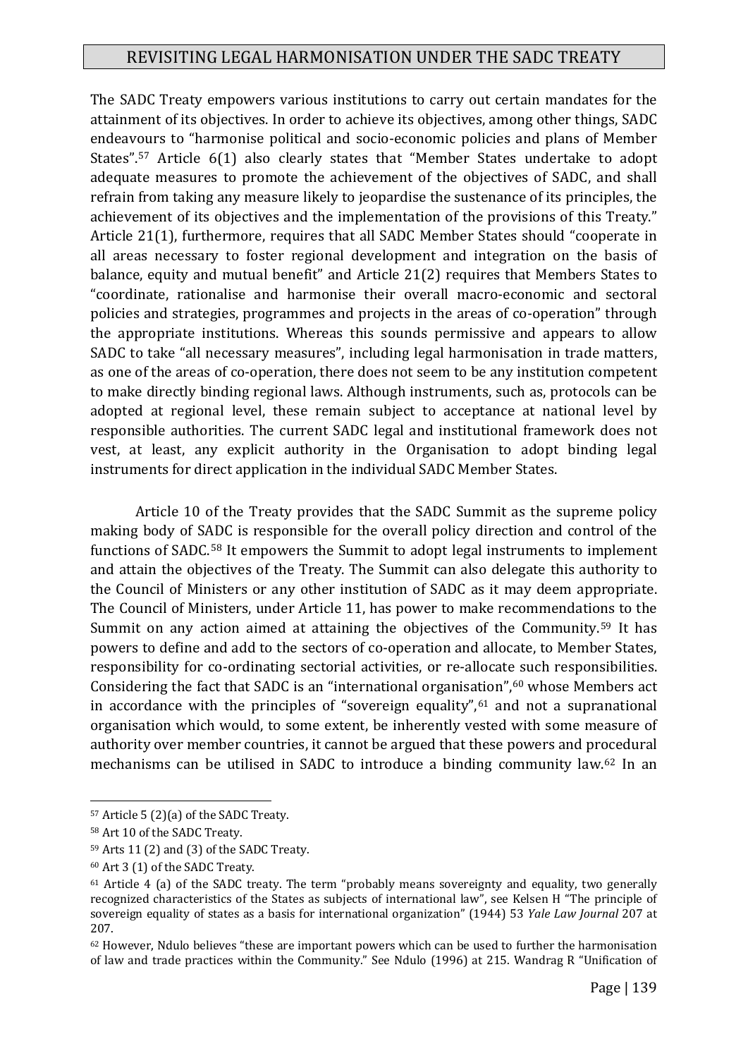The SADC Treaty empowers various institutions to carry out certain mandates for the attainment of its objectives. In order to achieve its objectives, among other things, SADC endeavours to "harmonise political and socio-economic policies and plans of Member States".[57] Article 6(1) also clearly states that "Member States undertake to adopt adequate measures to promote the achievement of the objectives of SADC, and shall refrain from taking any measure likely to jeopardise the sustenance of its principles, the achievement of its objectives and the implementation of the provisions of this Treaty." Article 21(1), furthermore, requires that all SADC Member States should "cooperate in all areas necessary to foster regional development and integration on the basis of balance, equity and mutual benefit" and Article 21(2) requires that Members States to "coordinate, rationalise and harmonise their overall macro-economic and sectoral policies and strategies, programmes and projects in the areas of co-operation" through the appropriate institutions. Whereas this sounds permissive and appears to allow SADC to take "all necessary measures", including legal harmonisation in trade matters, as one of the areas of co-operation, there does not seem to be any institution competent to make directly binding regional laws. Although instruments, such as, protocols can be adopted at regional level, these remain subject to acceptance at national level by responsible authorities. The current SADC legal and institutional framework does not vest, at least, any explicit authority in the Organisation to adopt binding legal instruments for direct application in the individual SADC Member States.

Article 10 of the Treaty provides that the SADC Summit as the supreme policy making body of SADC is responsible for the overall policy direction and control of the functions of SADC.[58] It empowers the Summit to adopt legal instruments to implement and attain the objectives of the Treaty. The Summit can also delegate this authority to the Council of Ministers or any other institution of SADC as it may deem appropriate. The Council of Ministers, under Article 11, has power to make recommendations to the Summit on any action aimed at attaining the objectives of the Community.[59] It has powers to define and add to the sectors of co-operation and allocate, to Member States, responsibility for co-ordinating sectorial activities, or re-allocate such responsibilities. Considering the fact that SADC is an "international organisation",[60] whose Members act in accordance with the principles of "sovereign equality",[61] and not a supranational organisation which would, to some extent, be inherently vested with some measure of authority over member countries, it cannot be argued that these powers and procedural mechanisms can be utilised in SADC to introduce a binding community law.[62] In an

---

[57] Article 5 (2)(a) of the SADC Treaty.

[58] Art 10 of the SADC Treaty.

[59] Arts 11 (2) and (3) of the SADC Treaty.

[60] Art 3 (1) of the SADC Treaty.

[61] Article 4 (a) of the SADC treaty. The term "probably means sovereignty and equality, two generally recognized characteristics of the States as subjects of international law", see Kelsen H "The principle of sovereign equality of states as a basis for international organization" (1944) 53 *Yale Law Journal* 207 at 207.

[62] However, Ndulo believes "these are important powers which can be used to further the harmonisation of law and trade practices within the Community." See Ndulo (1996) at 215. Wandrag R "Unification of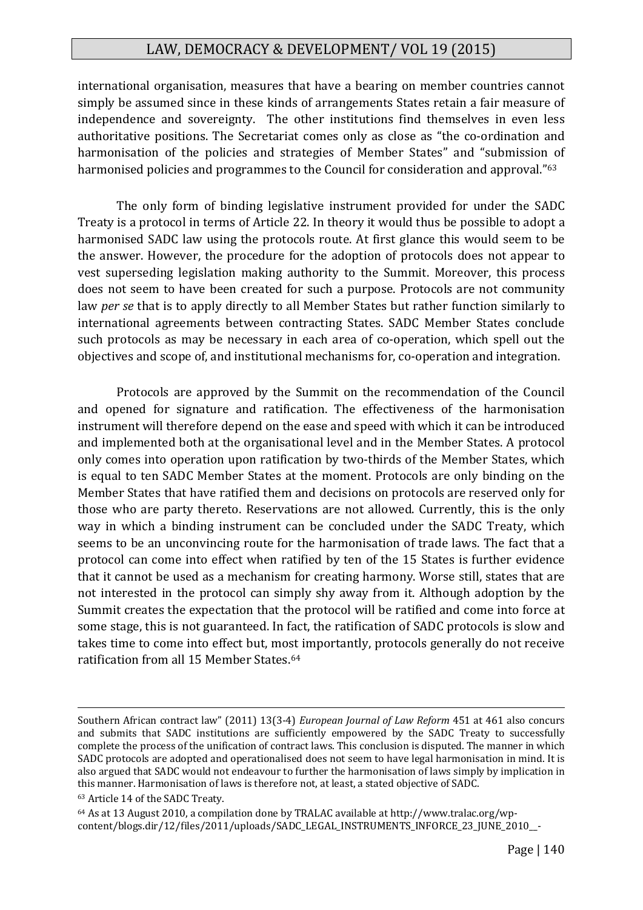international organisation, measures that have a bearing on member countries cannot simply be assumed since in these kinds of arrangements States retain a fair measure of independence and sovereignty. The other institutions find themselves in even less authoritative positions. The Secretariat comes only as close as "the co-ordination and harmonisation of the policies and strategies of Member States" and "submission of harmonised policies and programmes to the Council for consideration and approval."[63]

The only form of binding legislative instrument provided for under the SADC Treaty is a protocol in terms of Article 22. In theory it would thus be possible to adopt a harmonised SADC law using the protocols route. At first glance this would seem to be the answer. However, the procedure for the adoption of protocols does not appear to vest superseding legislation making authority to the Summit. Moreover, this process does not seem to have been created for such a purpose. Protocols are not community law *per se* that is to apply directly to all Member States but rather function similarly to international agreements between contracting States. SADC Member States conclude such protocols as may be necessary in each area of co-operation, which spell out the objectives and scope of, and institutional mechanisms for, co-operation and integration.

Protocols are approved by the Summit on the recommendation of the Council and opened for signature and ratification. The effectiveness of the harmonisation instrument will therefore depend on the ease and speed with which it can be introduced and implemented both at the organisational level and in the Member States. A protocol only comes into operation upon ratification by two-thirds of the Member States, which is equal to ten SADC Member States at the moment. Protocols are only binding on the Member States that have ratified them and decisions on protocols are reserved only for those who are party thereto. Reservations are not allowed. Currently, this is the only way in which a binding instrument can be concluded under the SADC Treaty, which seems to be an unconvincing route for the harmonisation of trade laws. The fact that a protocol can come into effect when ratified by ten of the 15 States is further evidence that it cannot be used as a mechanism for creating harmony. Worse still, states that are not interested in the protocol can simply shy away from it. Although adoption by the Summit creates the expectation that the protocol will be ratified and come into force at some stage, this is not guaranteed. In fact, the ratification of SADC protocols is slow and takes time to come into effect but, most importantly, protocols generally do not receive ratification from all 15 Member States.[64]

---

Southern African contract law" (2011) 13(3-4) *European Journal of Law Reform* 451 at 461 also concurs and submits that SADC institutions are sufficiently empowered by the SADC Treaty to successfully complete the process of the unification of contract laws. This conclusion is disputed. The manner in which SADC protocols are adopted and operationalised does not seem to have legal harmonisation in mind. It is also argued that SADC would not endeavour to further the harmonisation of laws simply by implication in this manner. Harmonisation of laws is therefore not, at least, a stated objective of SADC.

[63] Article 14 of the SADC Treaty.

[64] As at 13 August 2010, a compilation done by TRALAC available at http://www.tralac.org/wp-content/blogs.dir/12/files/2011/uploads/SADC_LEGAL_INSTRUMENTS_INFORCE_23_JUNE_2010__-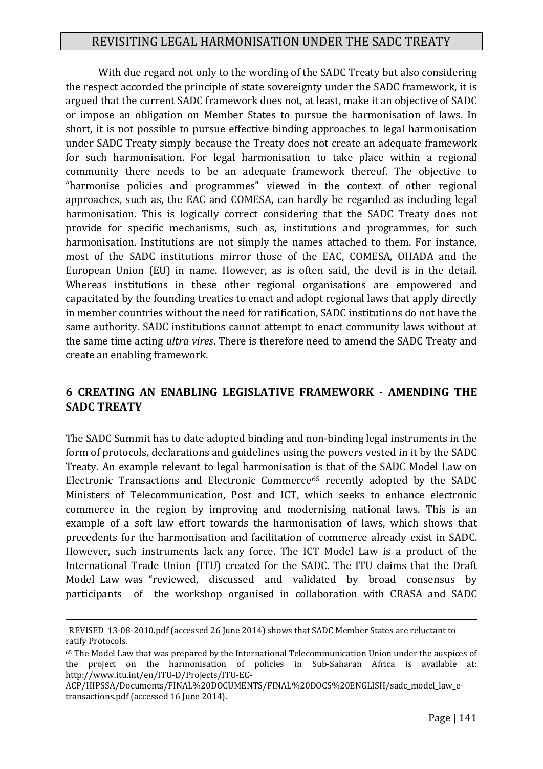With due regard not only to the wording of the SADC Treaty but also considering the respect accorded the principle of state sovereignty under the SADC framework, it is argued that the current SADC framework does not, at least, make it an objective of SADC or impose an obligation on Member States to pursue the harmonisation of laws. In short, it is not possible to pursue effective binding approaches to legal harmonisation under SADC Treaty simply because the Treaty does not create an adequate framework for such harmonisation. For legal harmonisation to take place within a regional community there needs to be an adequate framework thereof. The objective to "harmonise policies and programmes" viewed in the context of other regional approaches, such as, the EAC and COMESA, can hardly be regarded as including legal harmonisation. This is logically correct considering that the SADC Treaty does not provide for specific mechanisms, such as, institutions and programmes, for such harmonisation. Institutions are not simply the names attached to them. For instance, most of the SADC institutions mirror those of the EAC, COMESA, OHADA and the European Union (EU) in name. However, as is often said, the devil is in the detail. Whereas institutions in these other regional organisations are empowered and capacitated by the founding treaties to enact and adopt regional laws that apply directly in member countries without the need for ratification, SADC institutions do not have the same authority. SADC institutions cannot attempt to enact community laws without at the same time acting *ultra vires*. There is therefore need to amend the SADC Treaty and create an enabling framework.

## 6 CREATING AN ENABLING LEGISLATIVE FRAMEWORK - AMENDING THE SADC TREATY

The SADC Summit has to date adopted binding and non-binding legal instruments in the form of protocols, declarations and guidelines using the powers vested in it by the SADC Treaty. An example relevant to legal harmonisation is that of the SADC Model Law on Electronic Transactions and Electronic Commerce[65] recently adopted by the SADC Ministers of Telecommunication, Post and ICT, which seeks to enhance electronic commerce in the region by improving and modernising national laws. This is an example of a soft law effort towards the harmonisation of laws, which shows that precedents for the harmonisation and facilitation of commerce already exist in SADC. However, such instruments lack any force. The ICT Model Law is a product of the International Trade Union (ITU) created for the SADC. The ITU claims that the Draft Model Law was "reviewed, discussed and validated by broad consensus by participants of the workshop organised in collaboration with CRASA and SADC

---

_REVISED_13-08-2010.pdf (accessed 26 June 2014) shows that SADC Member States are reluctant to ratify Protocols.

[65] The Model Law that was prepared by the International Telecommunication Union under the auspices of the project on the harmonisation of policies in Sub-Saharan Africa is available at: http://www.itu.int/en/ITU-D/Projects/ITU-EC-ACP/HIPSSA/Documents/FINAL%20DOCUMENTS/FINAL%20DOCS%20ENGLISH/sadc_model_law_e-transactions.pdf (accessed 16 June 2014).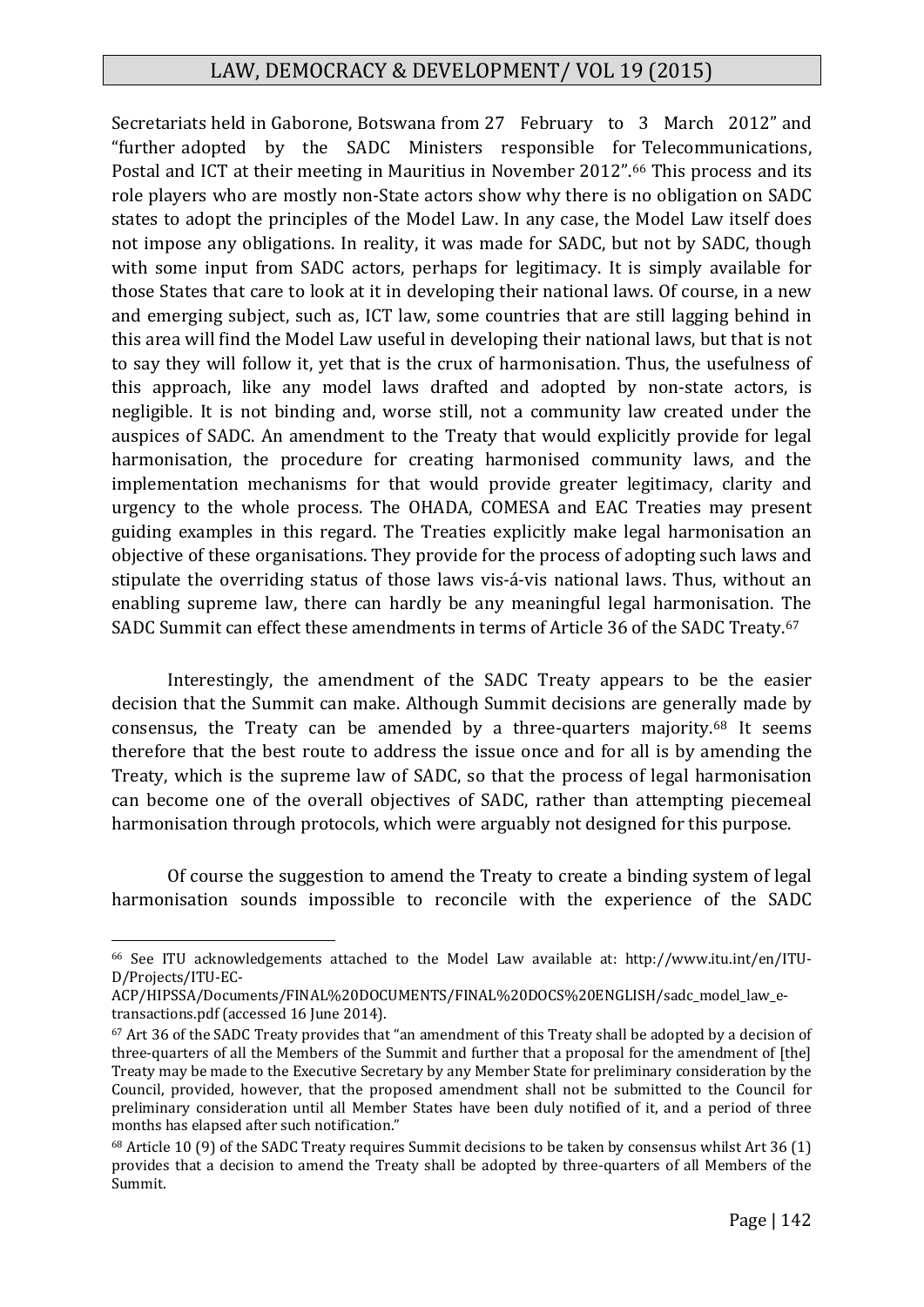Secretariats held in Gaborone, Botswana from 27 February to 3 March 2012" and "further adopted by the SADC Ministers responsible for Telecommunications, Postal and ICT at their meeting in Mauritius in November 2012".[66] This process and its role players who are mostly non-State actors show why there is no obligation on SADC states to adopt the principles of the Model Law. In any case, the Model Law itself does not impose any obligations. In reality, it was made for SADC, but not by SADC, though with some input from SADC actors, perhaps for legitimacy. It is simply available for those States that care to look at it in developing their national laws. Of course, in a new and emerging subject, such as, ICT law, some countries that are still lagging behind in this area will find the Model Law useful in developing their national laws, but that is not to say they will follow it, yet that is the crux of harmonisation. Thus, the usefulness of this approach, like any model laws drafted and adopted by non-state actors, is negligible. It is not binding and, worse still, not a community law created under the auspices of SADC. An amendment to the Treaty that would explicitly provide for legal harmonisation, the procedure for creating harmonised community laws, and the implementation mechanisms for that would provide greater legitimacy, clarity and urgency to the whole process. The OHADA, COMESA and EAC Treaties may present guiding examples in this regard. The Treaties explicitly make legal harmonisation an objective of these organisations. They provide for the process of adopting such laws and stipulate the overriding status of those laws vis-á-vis national laws. Thus, without an enabling supreme law, there can hardly be any meaningful legal harmonisation. The SADC Summit can effect these amendments in terms of Article 36 of the SADC Treaty.[67]

Interestingly, the amendment of the SADC Treaty appears to be the easier decision that the Summit can make. Although Summit decisions are generally made by consensus, the Treaty can be amended by a three-quarters majority.[68] It seems therefore that the best route to address the issue once and for all is by amending the Treaty, which is the supreme law of SADC, so that the process of legal harmonisation can become one of the overall objectives of SADC, rather than attempting piecemeal harmonisation through protocols, which were arguably not designed for this purpose.

Of course the suggestion to amend the Treaty to create a binding system of legal harmonisation sounds impossible to reconcile with the experience of the SADC

---

[66] See ITU acknowledgements attached to the Model Law available at: http://www.itu.int/en/ITU-D/Projects/ITU-EC-ACP/HIPSSA/Documents/FINAL%20DOCUMENTS/FINAL%20DOCS%20ENGLISH/sadc_model_law_e-transactions.pdf (accessed 16 June 2014).

[67] Art 36 of the SADC Treaty provides that "an amendment of this Treaty shall be adopted by a decision of three-quarters of all the Members of the Summit and further that a proposal for the amendment of [the] Treaty may be made to the Executive Secretary by any Member State for preliminary consideration by the Council, provided, however, that the proposed amendment shall not be submitted to the Council for preliminary consideration until all Member States have been duly notified of it, and a period of three months has elapsed after such notification."

[68] Article 10 (9) of the SADC Treaty requires Summit decisions to be taken by consensus whilst Art 36 (1) provides that a decision to amend the Treaty shall be adopted by three-quarters of all Members of the Summit.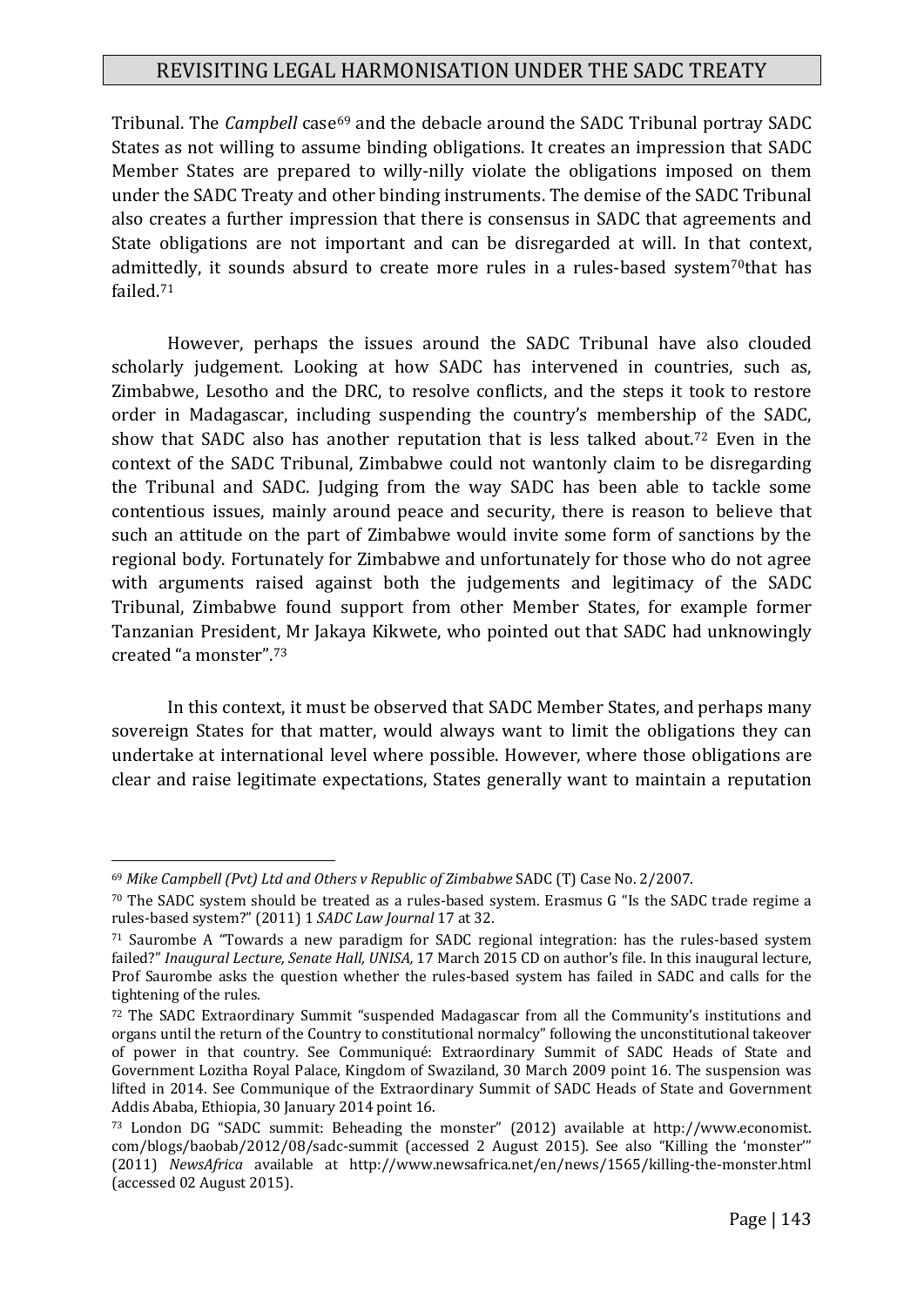Tribunal. The *Campbell* case[69] and the debacle around the SADC Tribunal portray SADC States as not willing to assume binding obligations. It creates an impression that SADC Member States are prepared to willy-nilly violate the obligations imposed on them under the SADC Treaty and other binding instruments. The demise of the SADC Tribunal also creates a further impression that there is consensus in SADC that agreements and State obligations are not important and can be disregarded at will. In that context, admittedly, it sounds absurd to create more rules in a rules-based system[70]that has failed.[71]

However, perhaps the issues around the SADC Tribunal have also clouded scholarly judgement. Looking at how SADC has intervened in countries, such as, Zimbabwe, Lesotho and the DRC, to resolve conflicts, and the steps it took to restore order in Madagascar, including suspending the country's membership of the SADC, show that SADC also has another reputation that is less talked about.[72] Even in the context of the SADC Tribunal, Zimbabwe could not wantonly claim to be disregarding the Tribunal and SADC. Judging from the way SADC has been able to tackle some contentious issues, mainly around peace and security, there is reason to believe that such an attitude on the part of Zimbabwe would invite some form of sanctions by the regional body. Fortunately for Zimbabwe and unfortunately for those who do not agree with arguments raised against both the judgements and legitimacy of the SADC Tribunal, Zimbabwe found support from other Member States, for example former Tanzanian President, Mr Jakaya Kikwete, who pointed out that SADC had unknowingly created "a monster".[73]

In this context, it must be observed that SADC Member States, and perhaps many sovereign States for that matter, would always want to limit the obligations they can undertake at international level where possible. However, where those obligations are clear and raise legitimate expectations, States generally want to maintain a reputation

---

[69] *Mike Campbell (Pvt) Ltd and Others v Republic of Zimbabwe* SADC (T) Case No. 2/2007.

[70] The SADC system should be treated as a rules-based system. Erasmus G "Is the SADC trade regime a rules-based system?" (2011) 1 *SADC Law Journal* 17 at 32.

[71] Saurombe A "Towards a new paradigm for SADC regional integration: has the rules-based system failed?" *Inaugural Lecture, Senate Hall, UNISA,* 17 March 2015 CD on author's file. In this inaugural lecture, Prof Saurombe asks the question whether the rules-based system has failed in SADC and calls for the tightening of the rules.

[72] The SADC Extraordinary Summit "suspended Madagascar from all the Community's institutions and organs until the return of the Country to constitutional normalcy" following the unconstitutional takeover of power in that country. See Communiqué: Extraordinary Summit of SADC Heads of State and Government Lozitha Royal Palace, Kingdom of Swaziland, 30 March 2009 point 16. The suspension was lifted in 2014. See Communique of the Extraordinary Summit of SADC Heads of State and Government Addis Ababa, Ethiopia, 30 January 2014 point 16.

[73] London DG "SADC summit: Beheading the monster" (2012) available at http://www.economist.com/blogs/baobab/2012/08/sadc-summit (accessed 2 August 2015). See also "Killing the 'monster'" (2011) *NewsAfrica* available at http://www.newsafrica.net/en/news/1565/killing-the-monster.html (accessed 02 August 2015).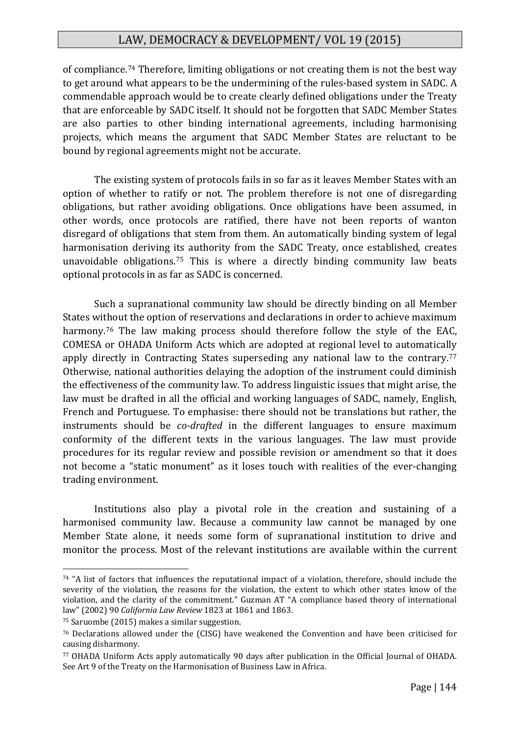of compliance.[74] Therefore, limiting obligations or not creating them is not the best way to get around what appears to be the undermining of the rules-based system in SADC. A commendable approach would be to create clearly defined obligations under the Treaty that are enforceable by SADC itself. It should not be forgotten that SADC Member States are also parties to other binding international agreements, including harmonising projects, which means the argument that SADC Member States are reluctant to be bound by regional agreements might not be accurate.

The existing system of protocols fails in so far as it leaves Member States with an option of whether to ratify or not. The problem therefore is not one of disregarding obligations, but rather avoiding obligations. Once obligations have been assumed, in other words, once protocols are ratified, there have not been reports of wanton disregard of obligations that stem from them. An automatically binding system of legal harmonisation deriving its authority from the SADC Treaty, once established, creates unavoidable obligations.[75] This is where a directly binding community law beats optional protocols in as far as SADC is concerned.

Such a supranational community law should be directly binding on all Member States without the option of reservations and declarations in order to achieve maximum harmony.[76] The law making process should therefore follow the style of the EAC, COMESA or OHADA Uniform Acts which are adopted at regional level to automatically apply directly in Contracting States superseding any national law to the contrary.[77] Otherwise, national authorities delaying the adoption of the instrument could diminish the effectiveness of the community law. To address linguistic issues that might arise, the law must be drafted in all the official and working languages of SADC, namely, English, French and Portuguese. To emphasise: there should not be translations but rather, the instruments should be *co-drafted* in the different languages to ensure maximum conformity of the different texts in the various languages. The law must provide procedures for its regular review and possible revision or amendment so that it does not become a "static monument" as it loses touch with realities of the ever-changing trading environment.

Institutions also play a pivotal role in the creation and sustaining of a harmonised community law. Because a community law cannot be managed by one Member State alone, it needs some form of supranational institution to drive and monitor the process. Most of the relevant institutions are available within the current

---

[74] "A list of factors that influences the reputational impact of a violation, therefore, should include the severity of the violation, the reasons for the violation, the extent to which other states know of the violation, and the clarity of the commitment." Guzman AT "A compliance based theory of international law" (2002) 90 *California Law Review* 1823 at 1861 and 1863.

[75] Saruombe (2015) makes a similar suggestion.

[76] Declarations allowed under the (CISG) have weakened the Convention and have been criticised for causing disharmony.

[77] OHADA Uniform Acts apply automatically 90 days after publication in the Official Journal of OHADA. See Art 9 of the Treaty on the Harmonisation of Business Law in Africa.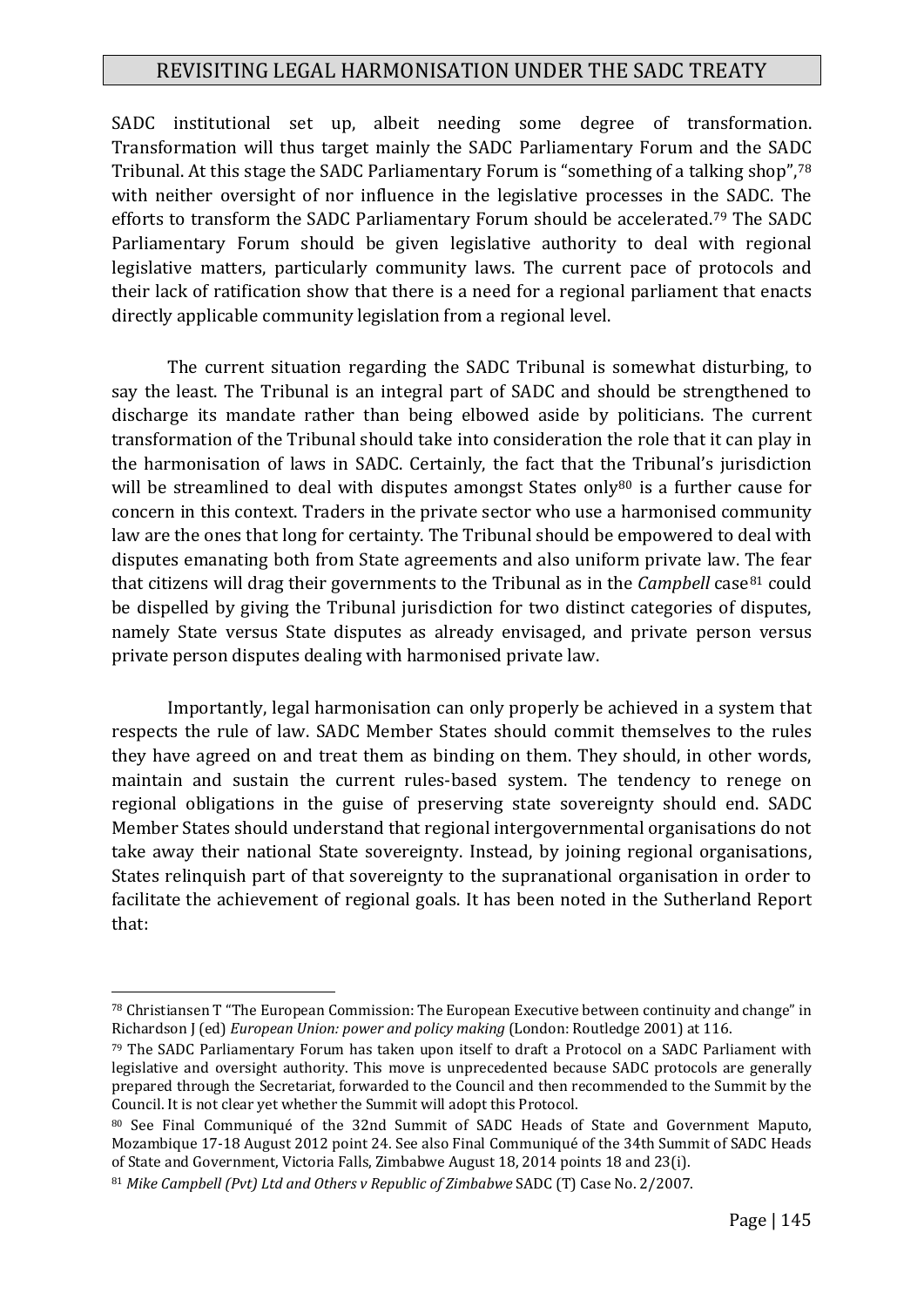SADC institutional set up, albeit needing some degree of transformation. Transformation will thus target mainly the SADC Parliamentary Forum and the SADC Tribunal. At this stage the SADC Parliamentary Forum is "something of a talking shop",[78] with neither oversight of nor influence in the legislative processes in the SADC. The efforts to transform the SADC Parliamentary Forum should be accelerated.[79] The SADC Parliamentary Forum should be given legislative authority to deal with regional legislative matters, particularly community laws. The current pace of protocols and their lack of ratification show that there is a need for a regional parliament that enacts directly applicable community legislation from a regional level.

The current situation regarding the SADC Tribunal is somewhat disturbing, to say the least. The Tribunal is an integral part of SADC and should be strengthened to discharge its mandate rather than being elbowed aside by politicians. The current transformation of the Tribunal should take into consideration the role that it can play in the harmonisation of laws in SADC. Certainly, the fact that the Tribunal's jurisdiction will be streamlined to deal with disputes amongst States only[80] is a further cause for concern in this context. Traders in the private sector who use a harmonised community law are the ones that long for certainty. The Tribunal should be empowered to deal with disputes emanating both from State agreements and also uniform private law. The fear that citizens will drag their governments to the Tribunal as in the *Campbell* case[81] could be dispelled by giving the Tribunal jurisdiction for two distinct categories of disputes, namely State versus State disputes as already envisaged, and private person versus private person disputes dealing with harmonised private law.

Importantly, legal harmonisation can only properly be achieved in a system that respects the rule of law. SADC Member States should commit themselves to the rules they have agreed on and treat them as binding on them. They should, in other words, maintain and sustain the current rules-based system. The tendency to renege on regional obligations in the guise of preserving state sovereignty should end. SADC Member States should understand that regional intergovernmental organisations do not take away their national State sovereignty. Instead, by joining regional organisations, States relinquish part of that sovereignty to the supranational organisation in order to facilitate the achievement of regional goals. It has been noted in the Sutherland Report that:

---

[78] Christiansen T "The European Commission: The European Executive between continuity and change" in Richardson J (ed) *European Union: power and policy making* (London: Routledge 2001) at 116.

[79] The SADC Parliamentary Forum has taken upon itself to draft a Protocol on a SADC Parliament with legislative and oversight authority. This move is unprecedented because SADC protocols are generally prepared through the Secretariat, forwarded to the Council and then recommended to the Summit by the Council. It is not clear yet whether the Summit will adopt this Protocol.

[80] See Final Communiqué of the 32nd Summit of SADC Heads of State and Government Maputo, Mozambique 17-18 August 2012 point 24. See also Final Communiqué of the 34th Summit of SADC Heads of State and Government, Victoria Falls, Zimbabwe August 18, 2014 points 18 and 23(i).

[81] *Mike Campbell (Pvt) Ltd and Others v Republic of Zimbabwe* SADC (T) Case No. 2/2007.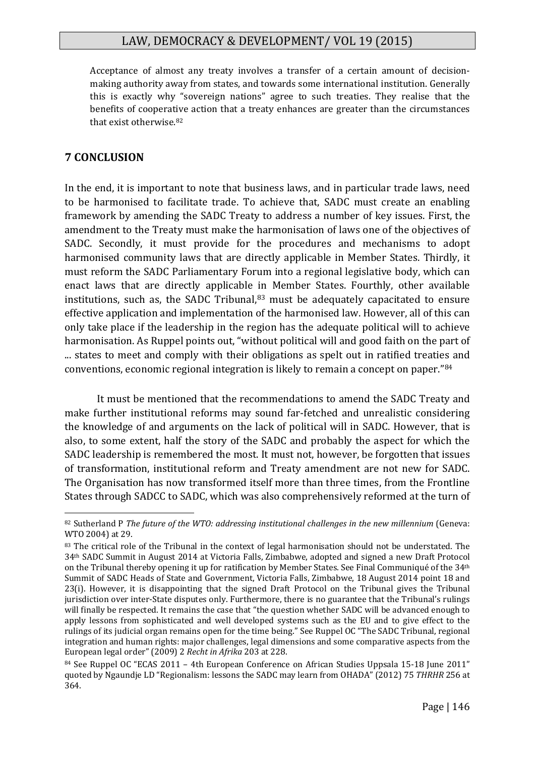Acceptance of almost any treaty involves a transfer of a certain amount of decision-making authority away from states, and towards some international institution. Generally this is exactly why "sovereign nations" agree to such treaties. They realise that the benefits of cooperative action that a treaty enhances are greater than the circumstances that exist otherwise.[82]

## 7 CONCLUSION

In the end, it is important to note that business laws, and in particular trade laws, need to be harmonised to facilitate trade. To achieve that, SADC must create an enabling framework by amending the SADC Treaty to address a number of key issues. First, the amendment to the Treaty must make the harmonisation of laws one of the objectives of SADC. Secondly, it must provide for the procedures and mechanisms to adopt harmonised community laws that are directly applicable in Member States. Thirdly, it must reform the SADC Parliamentary Forum into a regional legislative body, which can enact laws that are directly applicable in Member States. Fourthly, other available institutions, such as, the SADC Tribunal,[83] must be adequately capacitated to ensure effective application and implementation of the harmonised law. However, all of this can only take place if the leadership in the region has the adequate political will to achieve harmonisation. As Ruppel points out, "without political will and good faith on the part of ... states to meet and comply with their obligations as spelt out in ratified treaties and conventions, economic regional integration is likely to remain a concept on paper."[84]

It must be mentioned that the recommendations to amend the SADC Treaty and make further institutional reforms may sound far-fetched and unrealistic considering the knowledge of and arguments on the lack of political will in SADC. However, that is also, to some extent, half the story of the SADC and probably the aspect for which the SADC leadership is remembered the most. It must not, however, be forgotten that issues of transformation, institutional reform and Treaty amendment are not new for SADC. The Organisation has now transformed itself more than three times, from the Frontline States through SADCC to SADC, which was also comprehensively reformed at the turn of

---

[82] Sutherland P *The future of the WTO: addressing institutional challenges in the new millennium* (Geneva: WTO 2004) at 29.

[83] The critical role of the Tribunal in the context of legal harmonisation should not be understated. The 34th SADC Summit in August 2014 at Victoria Falls, Zimbabwe, adopted and signed a new Draft Protocol on the Tribunal thereby opening it up for ratification by Member States. See Final Communiqué of the 34th Summit of SADC Heads of State and Government, Victoria Falls, Zimbabwe, 18 August 2014 point 18 and 23(i). However, it is disappointing that the signed Draft Protocol on the Tribunal gives the Tribunal jurisdiction over inter-State disputes only. Furthermore, there is no guarantee that the Tribunal's rulings will finally be respected. It remains the case that "the question whether SADC will be advanced enough to apply lessons from sophisticated and well developed systems such as the EU and to give effect to the rulings of its judicial organ remains open for the time being." See Ruppel OC "The SADC Tribunal, regional integration and human rights: major challenges, legal dimensions and some comparative aspects from the European legal order" (2009) 2 *Recht in Afrika* 203 at 228.

[84] See Ruppel OC "ECAS 2011 – 4th European Conference on African Studies Uppsala 15-18 June 2011" quoted by Ngaundje LD "Regionalism: lessons the SADC may learn from OHADA" (2012) 75 *THRHR* 256 at 364.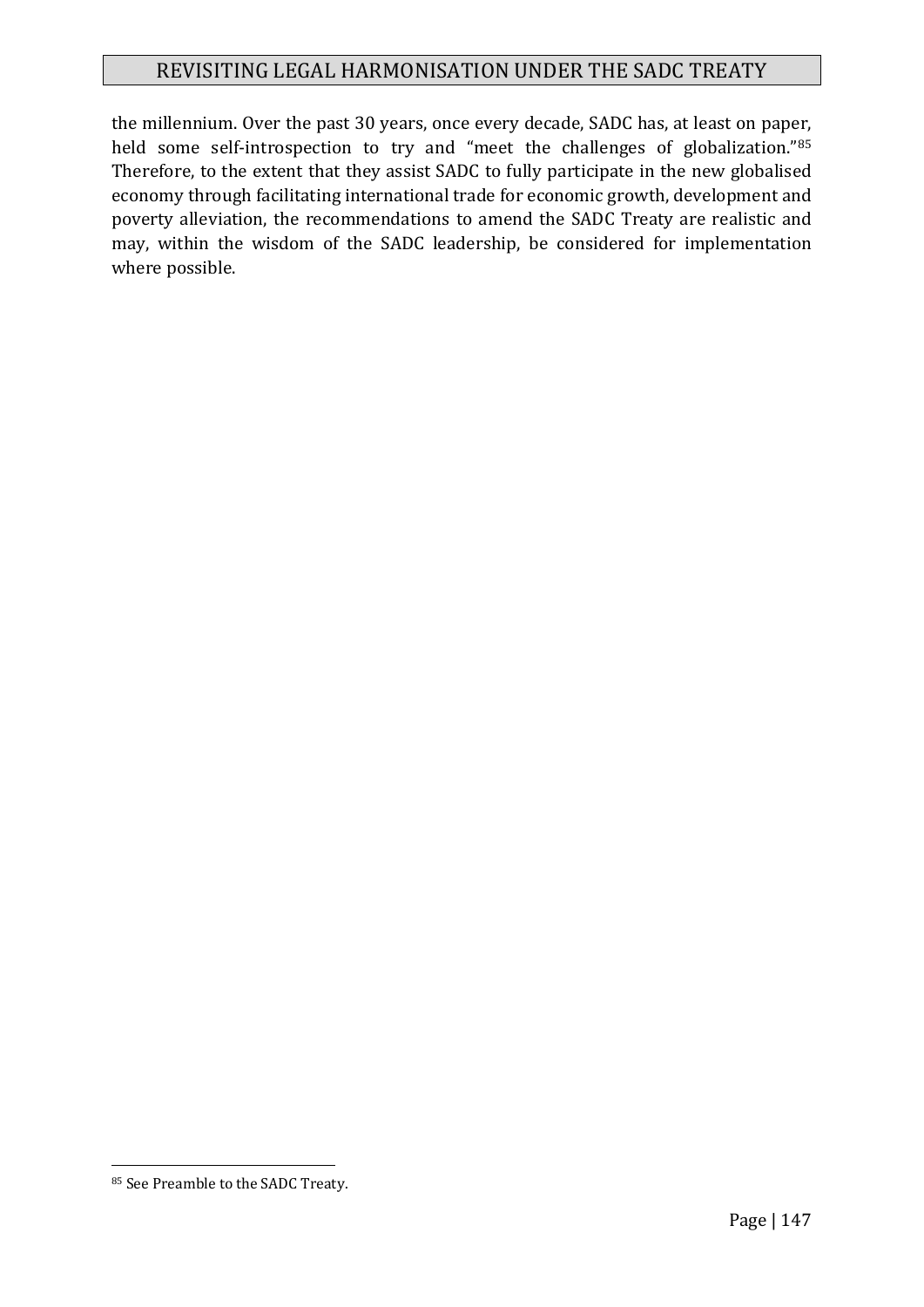the millennium. Over the past 30 years, once every decade, SADC has, at least on paper, held some self-introspection to try and "meet the challenges of globalization."[85] Therefore, to the extent that they assist SADC to fully participate in the new globalised economy through facilitating international trade for economic growth, development and poverty alleviation, the recommendations to amend the SADC Treaty are realistic and may, within the wisdom of the SADC leadership, be considered for implementation where possible.

[85] See Preamble to the SADC Treaty.